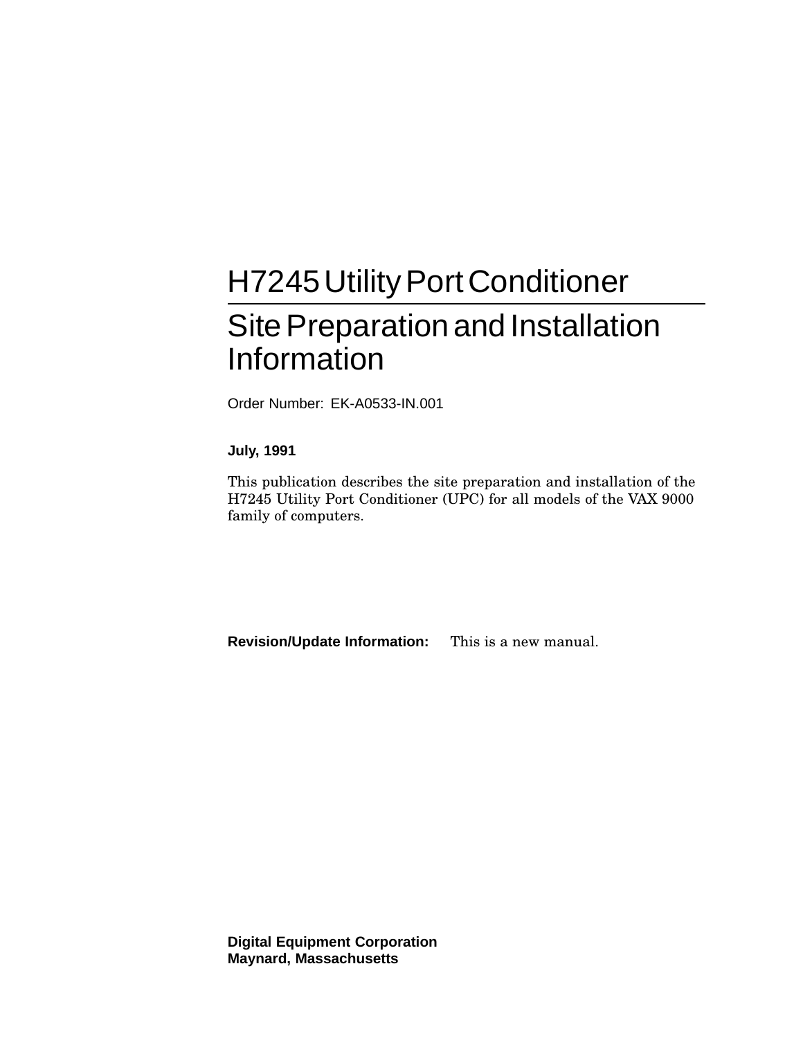# H7245 Utility Port Conditioner

## Site Preparation and Installation Information

Order Number: EK-A0533-IN.001

**July, 1991**

This publication describes the site preparation and installation of the H7245 Utility Port Conditioner (UPC) for all models of the VAX 9000 family of computers.

**Revision/Update Information:** This is a new manual.

**Digital Equipment Corporation**
**Maynard, Massachusetts**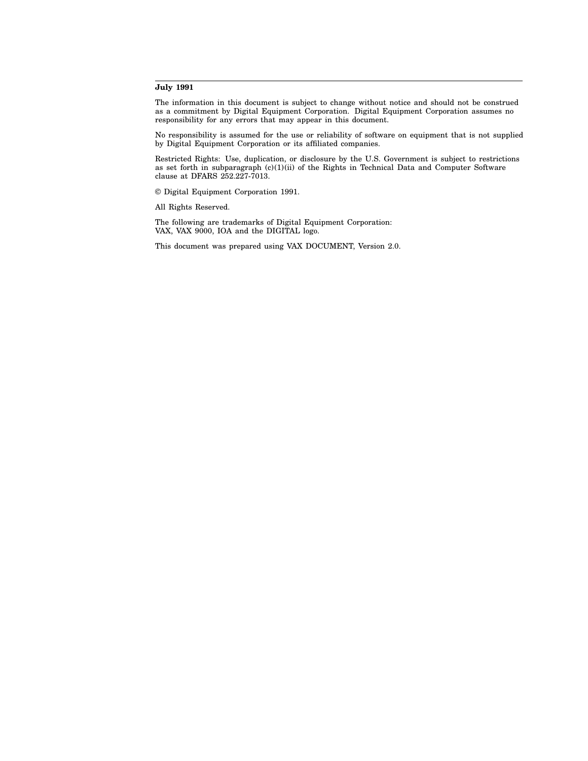**July 1991**

The information in this document is subject to change without notice and should not be construed as a commitment by Digital Equipment Corporation. Digital Equipment Corporation assumes no responsibility for any errors that may appear in this document.

No responsibility is assumed for the use or reliability of software on equipment that is not supplied by Digital Equipment Corporation or its affiliated companies.

Restricted Rights: Use, duplication, or disclosure by the U.S. Government is subject to restrictions as set forth in subparagraph (c)(1)(ii) of the Rights in Technical Data and Computer Software clause at DFARS 252.227-7013.

© Digital Equipment Corporation 1991.

All Rights Reserved.

The following are trademarks of Digital Equipment Corporation:
VAX, VAX 9000, IOA and the DIGITAL logo.

This document was prepared using VAX DOCUMENT, Version 2.0.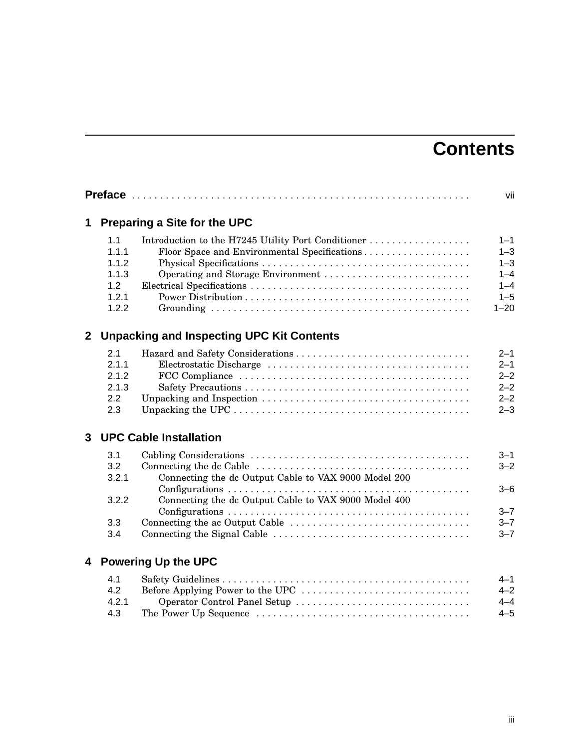# Contents

**Preface** . . . . . . . . . . . . . . . . . . . . . . . . . . . . . . . . . . . . . . . . . . . . . . . . . . . . . . . . . . . vii

## 1 Preparing a Site for the UPC

| | | |
|---|---|---|
| 1.1 | Introduction to the H7245 Utility Port Conditioner | 1–1 |
| 1.1.1 | Floor Space and Environmental Specifications | 1–3 |
| 1.1.2 | Physical Specifications | 1–3 |
| 1.1.3 | Operating and Storage Environment | 1–4 |
| 1.2 | Electrical Specifications | 1–4 |
| 1.2.1 | Power Distribution | 1–5 |
| 1.2.2 | Grounding | 1–20 |

## 2 Unpacking and Inspecting UPC Kit Contents

| | | |
|---|---|---|
| 2.1 | Hazard and Safety Considerations | 2–1 |
| 2.1.1 | Electrostatic Discharge | 2–1 |
| 2.1.2 | FCC Compliance | 2–2 |
| 2.1.3 | Safety Precautions | 2–2 |
| 2.2 | Unpacking and Inspection | 2–2 |
| 2.3 | Unpacking the UPC | 2–3 |

## 3 UPC Cable Installation

| | | |
|---|---|---|
| 3.1 | Cabling Considerations | 3–1 |
| 3.2 | Connecting the dc Cable | 3–2 |
| 3.2.1 | Connecting the dc Output Cable to VAX 9000 Model 200 Configurations | 3–6 |
| 3.2.2 | Connecting the dc Output Cable to VAX 9000 Model 400 Configurations | 3–7 |
| 3.3 | Connecting the ac Output Cable | 3–7 |
| 3.4 | Connecting the Signal Cable | 3–7 |

## 4 Powering Up the UPC

| | | |
|---|---|---|
| 4.1 | Safety Guidelines | 4–1 |
| 4.2 | Before Applying Power to the UPC | 4–2 |
| 4.2.1 | Operator Control Panel Setup | 4–4 |
| 4.3 | The Power Up Sequence | 4–5 |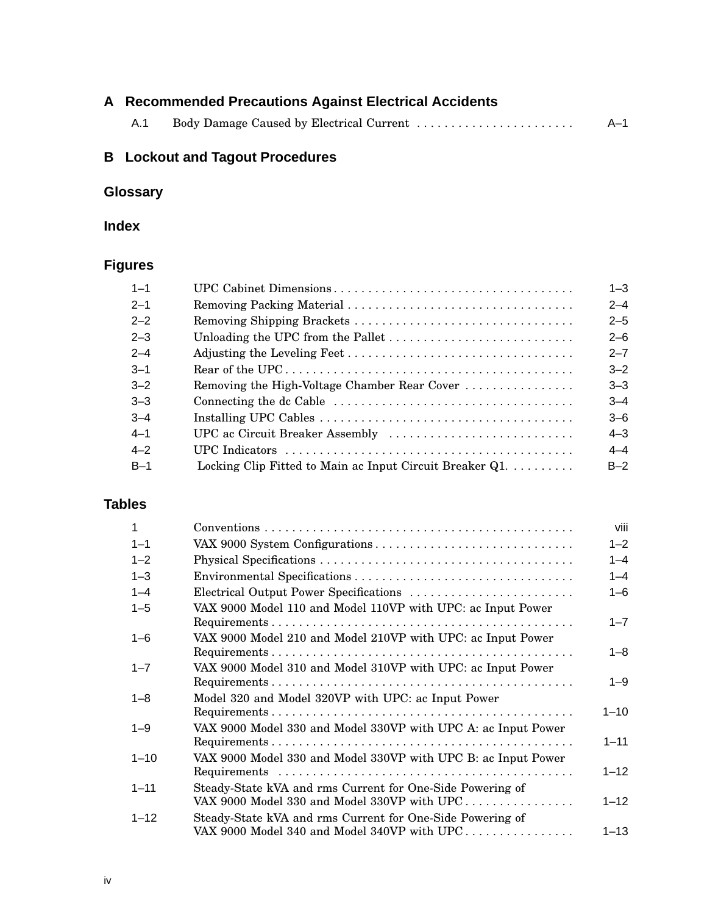## A Recommended Precautions Against Electrical Accidents

| | | |
|---|---|---|
| A.1 | Body Damage Caused by Electrical Current | A–1 |

## B Lockout and Tagout Procedures

## Glossary

## Index

## Figures

| | | |
|---|---|---|
| 1–1 | UPC Cabinet Dimensions | 1–3 |
| 2–1 | Removing Packing Material | 2–4 |
| 2–2 | Removing Shipping Brackets | 2–5 |
| 2–3 | Unloading the UPC from the Pallet | 2–6 |
| 2–4 | Adjusting the Leveling Feet | 2–7 |
| 3–1 | Rear of the UPC | 3–2 |
| 3–2 | Removing the High-Voltage Chamber Rear Cover | 3–3 |
| 3–3 | Connecting the dc Cable | 3–4 |
| 3–4 | Installing UPC Cables | 3–6 |
| 4–1 | UPC ac Circuit Breaker Assembly | 4–3 |
| 4–2 | UPC Indicators | 4–4 |
| B–1 | Locking Clip Fitted to Main ac Input Circuit Breaker Q1. | B–2 |

## Tables

| | | |
|---|---|---|
| 1 | Conventions | viii |
| 1–1 | VAX 9000 System Configurations | 1–2 |
| 1–2 | Physical Specifications | 1–4 |
| 1–3 | Environmental Specifications | 1–4 |
| 1–4 | Electrical Output Power Specifications | 1–6 |
| 1–5 | VAX 9000 Model 110 and Model 110VP with UPC: ac Input Power Requirements | 1–7 |
| 1–6 | VAX 9000 Model 210 and Model 210VP with UPC: ac Input Power Requirements | 1–8 |
| 1–7 | VAX 9000 Model 310 and Model 310VP with UPC: ac Input Power Requirements | 1–9 |
| 1–8 | Model 320 and Model 320VP with UPC: ac Input Power Requirements | 1–10 |
| 1–9 | VAX 9000 Model 330 and Model 330VP with UPC A: ac Input Power Requirements | 1–11 |
| 1–10 | VAX 9000 Model 330 and Model 330VP with UPC B: ac Input Power Requirements | 1–12 |
| 1–11 | Steady-State kVA and rms Current for One-Side Powering of VAX 9000 Model 330 and Model 330VP with UPC | 1–12 |
| 1–12 | Steady-State kVA and rms Current for One-Side Powering of VAX 9000 Model 340 and Model 340VP with UPC | 1–13 |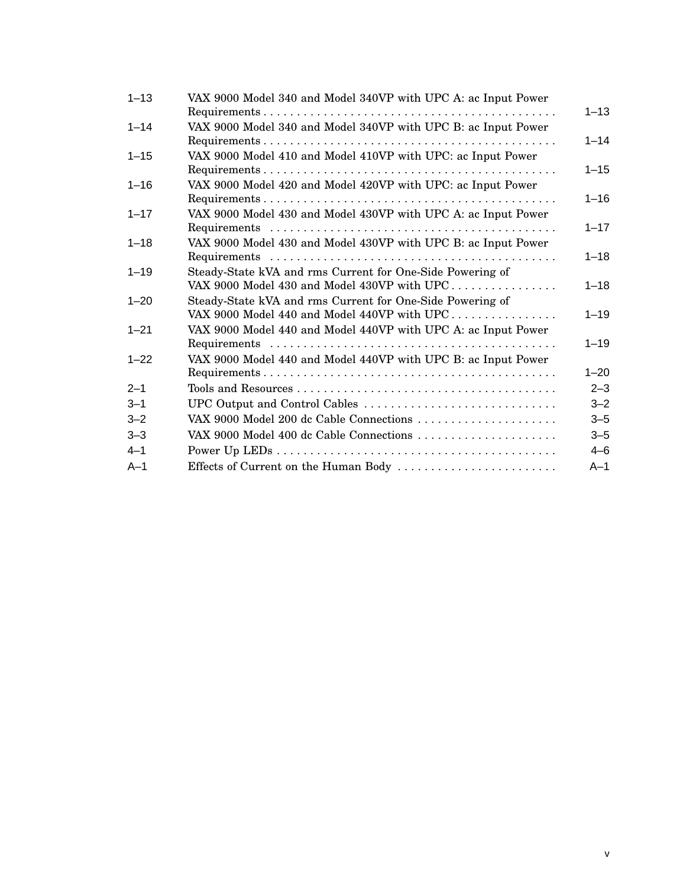| | | |
|---|---|---|
| 1–13 | VAX 9000 Model 340 and Model 340VP with UPC A: ac Input Power Requirements | 1–13 |
| 1–14 | VAX 9000 Model 340 and Model 340VP with UPC B: ac Input Power Requirements | 1–14 |
| 1–15 | VAX 9000 Model 410 and Model 410VP with UPC: ac Input Power Requirements | 1–15 |
| 1–16 | VAX 9000 Model 420 and Model 420VP with UPC: ac Input Power Requirements | 1–16 |
| 1–17 | VAX 9000 Model 430 and Model 430VP with UPC A: ac Input Power Requirements | 1–17 |
| 1–18 | VAX 9000 Model 430 and Model 430VP with UPC B: ac Input Power Requirements | 1–18 |
| 1–19 | Steady-State kVA and rms Current for One-Side Powering of VAX 9000 Model 430 and Model 430VP with UPC | 1–18 |
| 1–20 | Steady-State kVA and rms Current for One-Side Powering of VAX 9000 Model 440 and Model 440VP with UPC | 1–19 |
| 1–21 | VAX 9000 Model 440 and Model 440VP with UPC A: ac Input Power Requirements | 1–19 |
| 1–22 | VAX 9000 Model 440 and Model 440VP with UPC B: ac Input Power Requirements | 1–20 |
| 2–1 | Tools and Resources | 2–3 |
| 3–1 | UPC Output and Control Cables | 3–2 |
| 3–2 | VAX 9000 Model 200 dc Cable Connections | 3–5 |
| 3–3 | VAX 9000 Model 400 dc Cable Connections | 3–5 |
| 4–1 | Power Up LEDs | 4–6 |
| A–1 | Effects of Current on the Human Body | A–1 |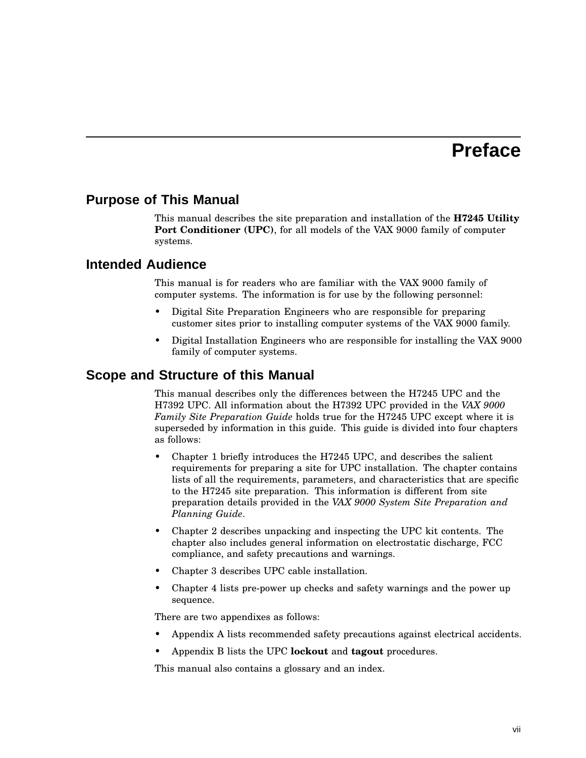# Preface

## Purpose of This Manual

This manual describes the site preparation and installation of the **H7245 Utility Port Conditioner (UPC)**, for all models of the VAX 9000 family of computer systems.

## Intended Audience

This manual is for readers who are familiar with the VAX 9000 family of computer systems. The information is for use by the following personnel:

- Digital Site Preparation Engineers who are responsible for preparing customer sites prior to installing computer systems of the VAX 9000 family.
- Digital Installation Engineers who are responsible for installing the VAX 9000 family of computer systems.

## Scope and Structure of this Manual

This manual describes only the differences between the H7245 UPC and the H7392 UPC. All information about the H7392 UPC provided in the *VAX 9000 Family Site Preparation Guide* holds true for the H7245 UPC except where it is superseded by information in this guide. This guide is divided into four chapters as follows:

- Chapter 1 briefly introduces the H7245 UPC, and describes the salient requirements for preparing a site for UPC installation. The chapter contains lists of all the requirements, parameters, and characteristics that are specific to the H7245 site preparation. This information is different from site preparation details provided in the *VAX 9000 System Site Preparation and Planning Guide*.
- Chapter 2 describes unpacking and inspecting the UPC kit contents. The chapter also includes general information on electrostatic discharge, FCC compliance, and safety precautions and warnings.
- Chapter 3 describes UPC cable installation.
- Chapter 4 lists pre-power up checks and safety warnings and the power up sequence.

There are two appendixes as follows:

- Appendix A lists recommended safety precautions against electrical accidents.
- Appendix B lists the UPC **lockout** and **tagout** procedures.

This manual also contains a glossary and an index.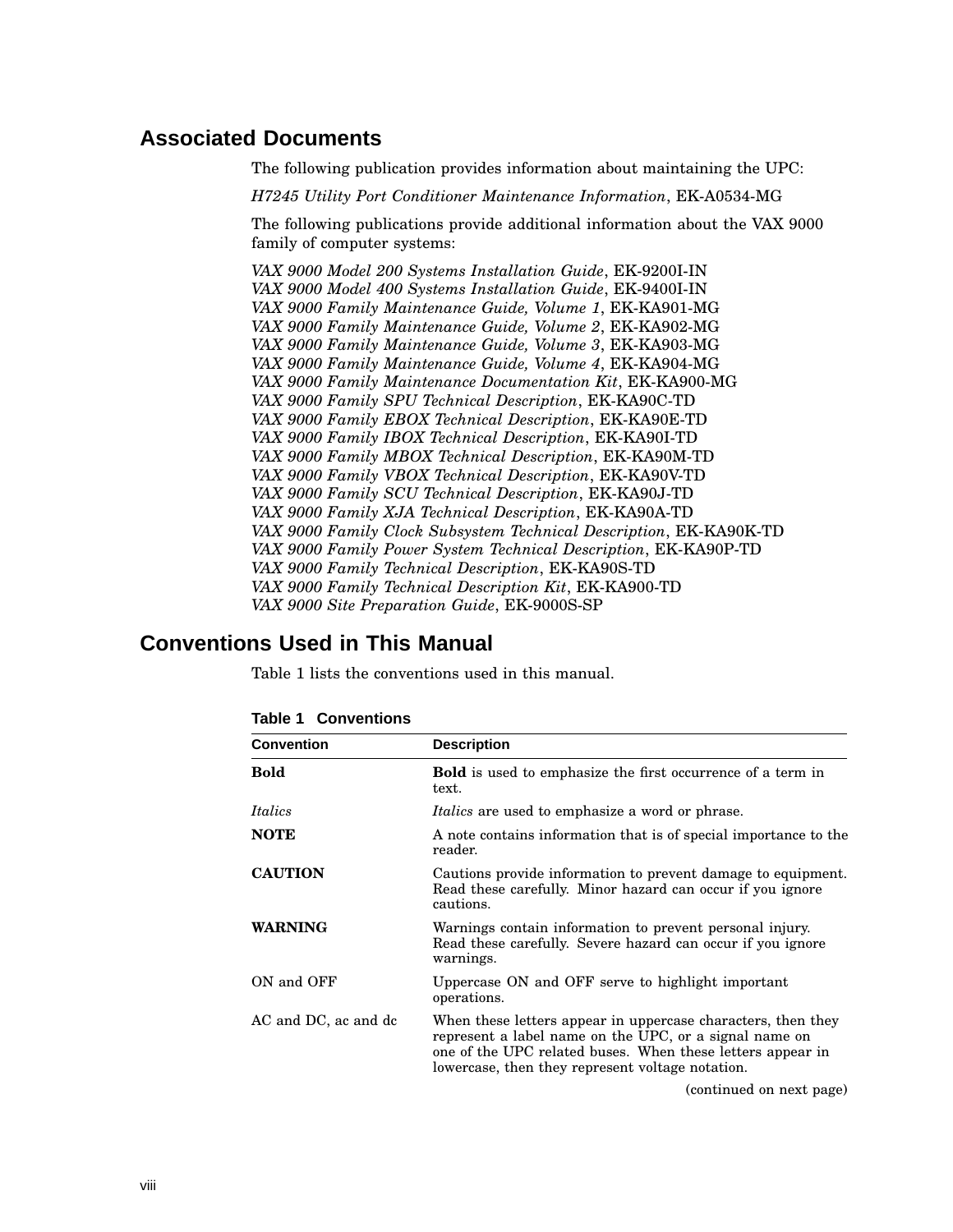## Associated Documents

The following publication provides information about maintaining the UPC:

*H7245 Utility Port Conditioner Maintenance Information*, EK-A0534-MG

The following publications provide additional information about the VAX 9000 family of computer systems:

*VAX 9000 Model 200 Systems Installation Guide*, EK-9200I-IN
*VAX 9000 Model 400 Systems Installation Guide*, EK-9400I-IN
*VAX 9000 Family Maintenance Guide, Volume 1*, EK-KA901-MG
*VAX 9000 Family Maintenance Guide, Volume 2*, EK-KA902-MG
*VAX 9000 Family Maintenance Guide, Volume 3*, EK-KA903-MG
*VAX 9000 Family Maintenance Guide, Volume 4*, EK-KA904-MG
*VAX 9000 Family Maintenance Documentation Kit*, EK-KA900-MG
*VAX 9000 Family SPU Technical Description*, EK-KA90C-TD
*VAX 9000 Family EBOX Technical Description*, EK-KA90E-TD
*VAX 9000 Family IBOX Technical Description*, EK-KA90I-TD
*VAX 9000 Family MBOX Technical Description*, EK-KA90M-TD
*VAX 9000 Family VBOX Technical Description*, EK-KA90V-TD
*VAX 9000 Family SCU Technical Description*, EK-KA90J-TD
*VAX 9000 Family XJA Technical Description*, EK-KA90A-TD
*VAX 9000 Family Clock Subsystem Technical Description*, EK-KA90K-TD
*VAX 9000 Family Power System Technical Description*, EK-KA90P-TD
*VAX 9000 Family Technical Description*, EK-KA90S-TD
*VAX 9000 Family Technical Description Kit*, EK-KA900-TD
*VAX 9000 Site Preparation Guide*, EK-9000S-SP

## Conventions Used in This Manual

Table 1 lists the conventions used in this manual.

**Table 1 Conventions**

| Convention | Description |
|---|---|
| **Bold** | **Bold** is used to emphasize the first occurrence of a term in text. |
| *Italics* | *Italics* are used to emphasize a word or phrase. |
| **NOTE** | A note contains information that is of special importance to the reader. |
| **CAUTION** | Cautions provide information to prevent damage to equipment. Read these carefully. Minor hazard can occur if you ignore cautions. |
| **WARNING** | Warnings contain information to prevent personal injury. Read these carefully. Severe hazard can occur if you ignore warnings. |
| ON and OFF | Uppercase ON and OFF serve to highlight important operations. |
| AC and DC, ac and dc | When these letters appear in uppercase characters, then they represent a label name on the UPC, or a signal name on one of the UPC related buses. When these letters appear in lowercase, then they represent voltage notation. |

(continued on next page)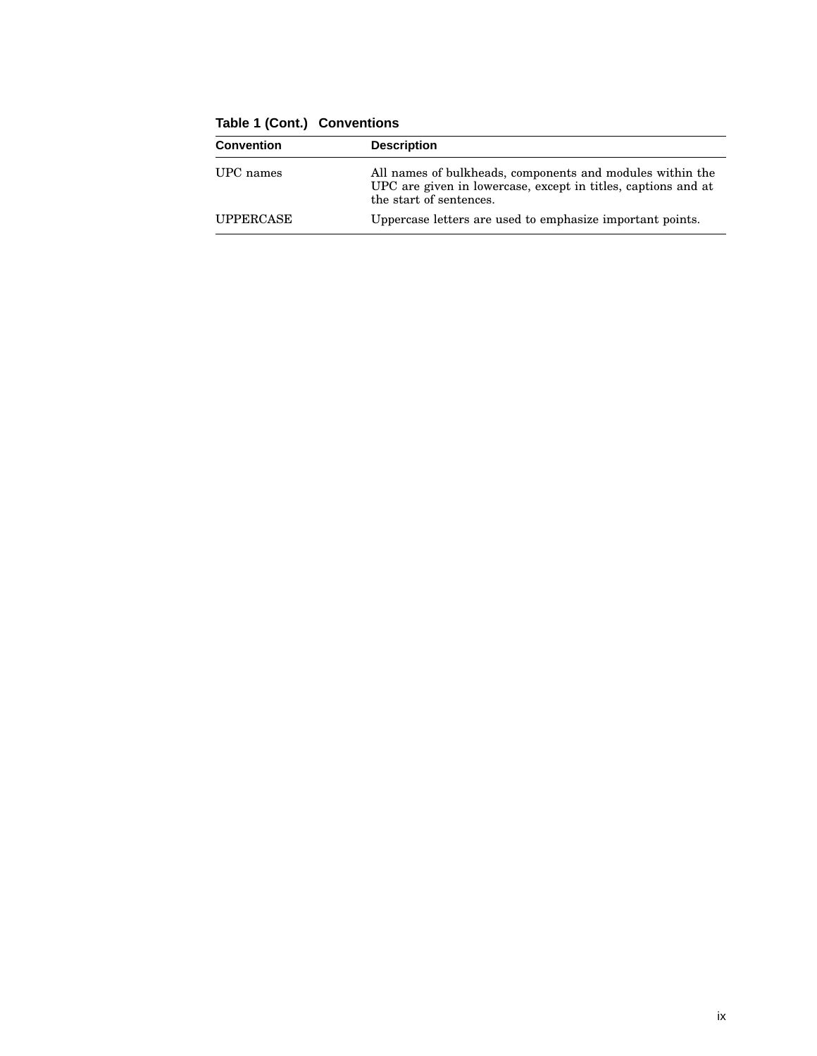**Table 1 (Cont.) Conventions**

| Convention | Description |
| --- | --- |
| UPC names | All names of bulkheads, components and modules within the UPC are given in lowercase, except in titles, captions and at the start of sentences. |
| UPPERCASE | Uppercase letters are used to emphasize important points. |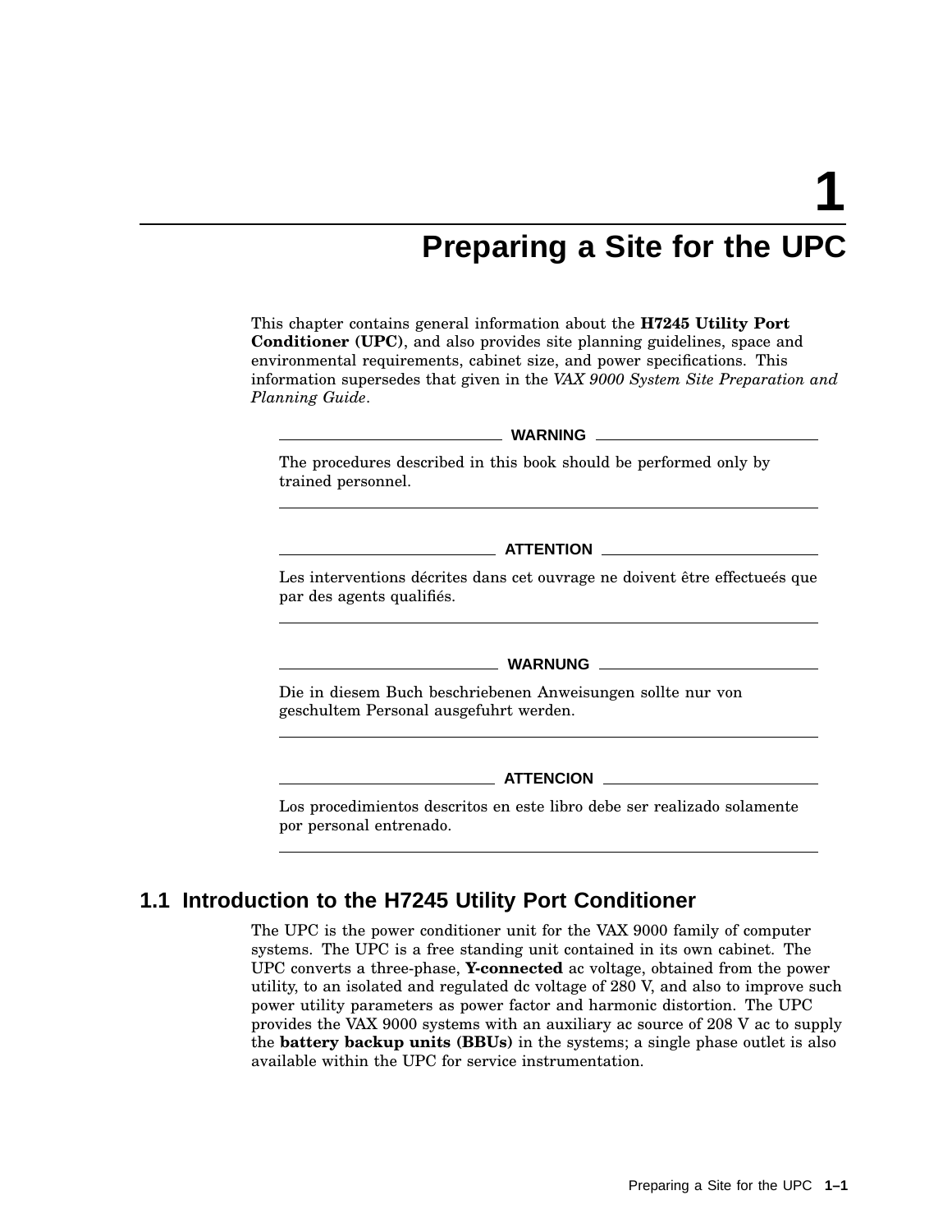# 1 Preparing a Site for the UPC

This chapter contains general information about the **H7245 Utility Port Conditioner (UPC)**, and also provides site planning guidelines, space and environmental requirements, cabinet size, and power specifications. This information supersedes that given in the *VAX 9000 System Site Preparation and Planning Guide*.

---

**WARNING**

The procedures described in this book should be performed only by trained personnel.

---

**ATTENTION**

Les interventions décrites dans cet ouvrage ne doivent être effectueés que par des agents qualifiés.

---

**WARNUNG**

Die in diesem Buch beschriebenen Anweisungen sollte nur von geschultem Personal ausgefuhrt werden.

---

**ATTENCION**

Los procedimientos descritos en este libro debe ser realizado solamente por personal entrenado.

---

## 1.1 Introduction to the H7245 Utility Port Conditioner

The UPC is the power conditioner unit for the VAX 9000 family of computer systems. The UPC is a free standing unit contained in its own cabinet. The UPC converts a three-phase, **Y-connected** ac voltage, obtained from the power utility, to an isolated and regulated dc voltage of 280 V, and also to improve such power utility parameters as power factor and harmonic distortion. The UPC provides the VAX 9000 systems with an auxiliary ac source of 208 V ac to supply the **battery backup units (BBUs)** in the systems; a single phase outlet is also available within the UPC for service instrumentation.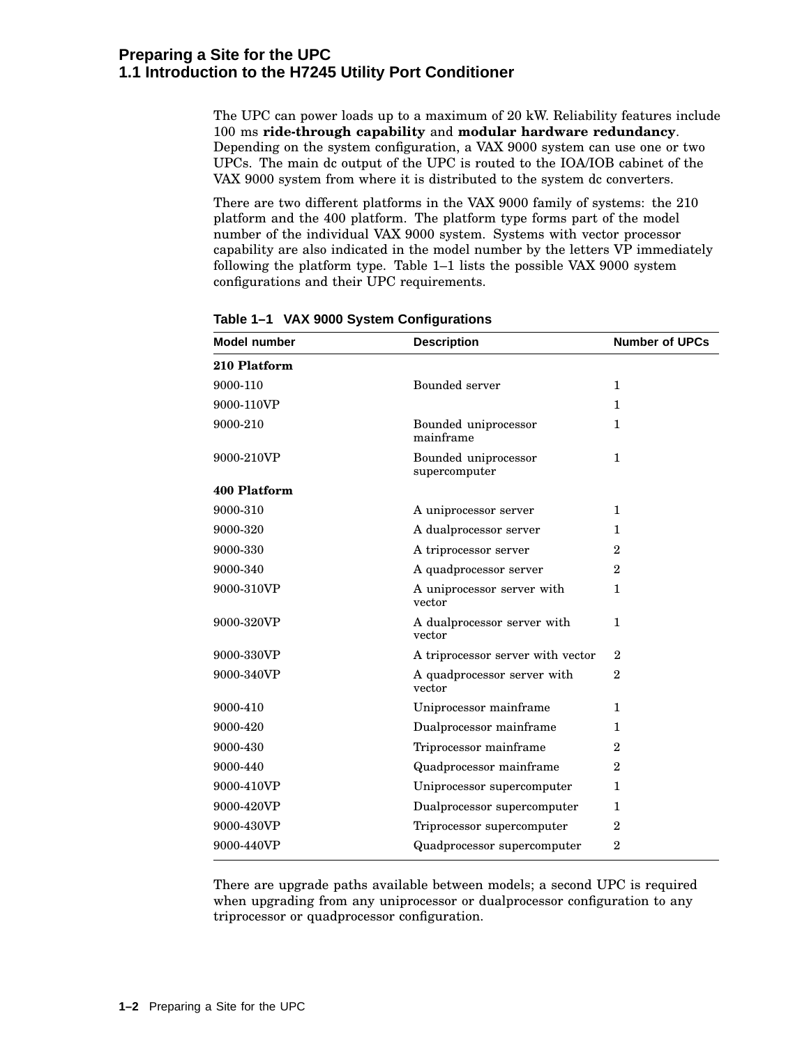The UPC can power loads up to a maximum of 20 kW. Reliability features include 100 ms **ride-through capability** and **modular hardware redundancy**. Depending on the system configuration, a VAX 9000 system can use one or two UPCs. The main dc output of the UPC is routed to the IOA/IOB cabinet of the VAX 9000 system from where it is distributed to the system dc converters.

There are two different platforms in the VAX 9000 family of systems: the 210 platform and the 400 platform. The platform type forms part of the model number of the individual VAX 9000 system. Systems with vector processor capability are also indicated in the model number by the letters VP immediately following the platform type. Table 1–1 lists the possible VAX 9000 system configurations and their UPC requirements.

**Table 1–1 VAX 9000 System Configurations**

| Model number | Description | Number of UPCs |
|---|---|---|
| **210 Platform** | | |
| 9000-110 | Bounded server | 1 |
| 9000-110VP | | 1 |
| 9000-210 | Bounded uniprocessor mainframe | 1 |
| 9000-210VP | Bounded uniprocessor supercomputer | 1 |
| **400 Platform** | | |
| 9000-310 | A uniprocessor server | 1 |
| 9000-320 | A dualprocessor server | 1 |
| 9000-330 | A triprocessor server | 2 |
| 9000-340 | A quadprocessor server | 2 |
| 9000-310VP | A uniprocessor server with vector | 1 |
| 9000-320VP | A dualprocessor server with vector | 1 |
| 9000-330VP | A triprocessor server with vector | 2 |
| 9000-340VP | A quadprocessor server with vector | 2 |
| 9000-410 | Uniprocessor mainframe | 1 |
| 9000-420 | Dualprocessor mainframe | 1 |
| 9000-430 | Triprocessor mainframe | 2 |
| 9000-440 | Quadprocessor mainframe | 2 |
| 9000-410VP | Uniprocessor supercomputer | 1 |
| 9000-420VP | Dualprocessor supercomputer | 1 |
| 9000-430VP | Triprocessor supercomputer | 2 |
| 9000-440VP | Quadprocessor supercomputer | 2 |

There are upgrade paths available between models; a second UPC is required when upgrading from any uniprocessor or dualprocessor configuration to any triprocessor or quadprocessor configuration.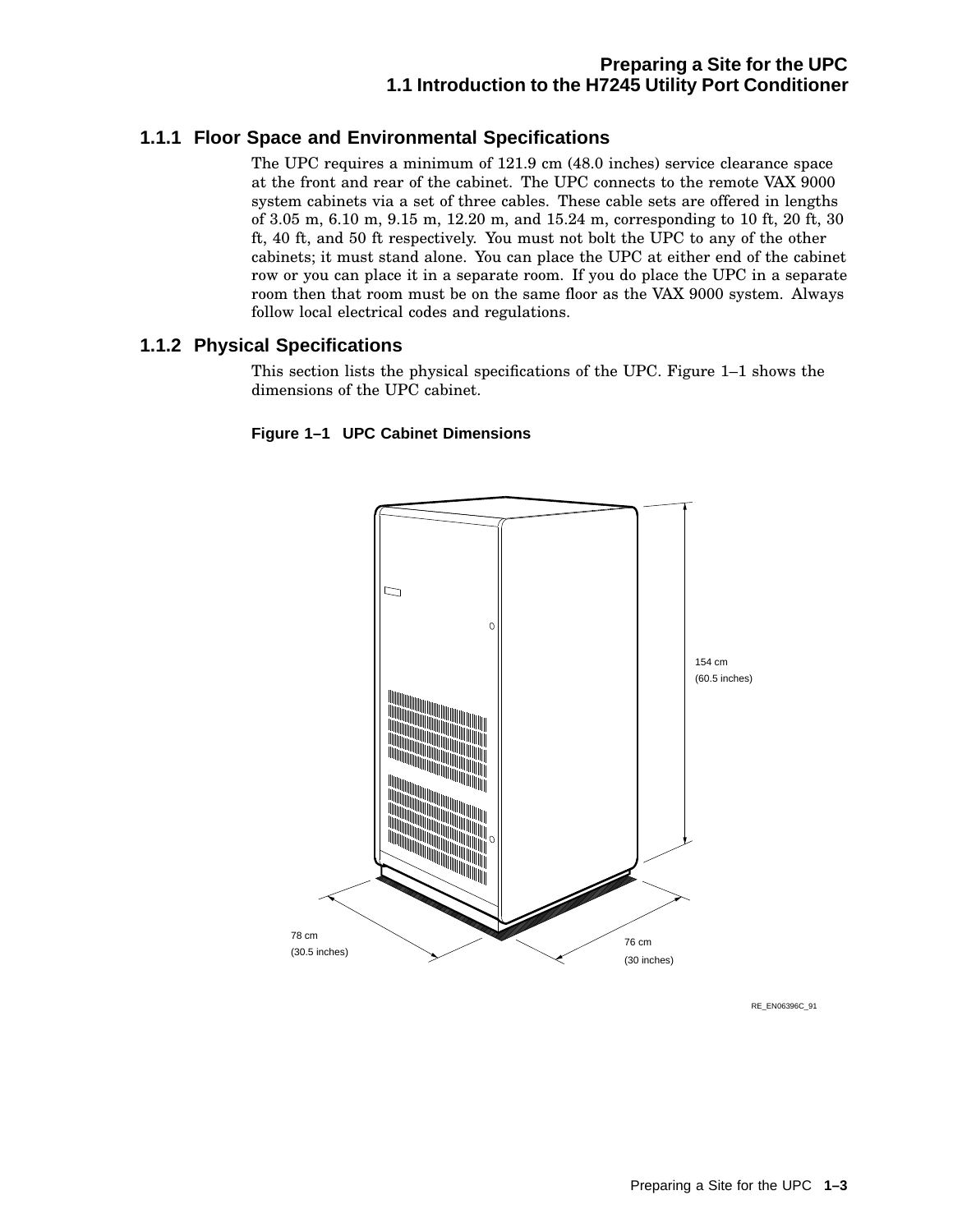### 1.1.1 Floor Space and Environmental Specifications

The UPC requires a minimum of 121.9 cm (48.0 inches) service clearance space at the front and rear of the cabinet. The UPC connects to the remote VAX 9000 system cabinets via a set of three cables. These cable sets are offered in lengths of 3.05 m, 6.10 m, 9.15 m, 12.20 m, and 15.24 m, corresponding to 10 ft, 20 ft, 30 ft, 40 ft, and 50 ft respectively. You must not bolt the UPC to any of the other cabinets; it must stand alone. You can place the UPC at either end of the cabinet row or you can place it in a separate room. If you do place the UPC in a separate room then that room must be on the same floor as the VAX 9000 system. Always follow local electrical codes and regulations.

### 1.1.2 Physical Specifications

This section lists the physical specifications of the UPC. Figure 1–1 shows the dimensions of the UPC cabinet.

**Figure 1–1 UPC Cabinet Dimensions**

154 cm (60.5 inches)

78 cm (30.5 inches)

76 cm (30 inches)

RE_EN06396C_91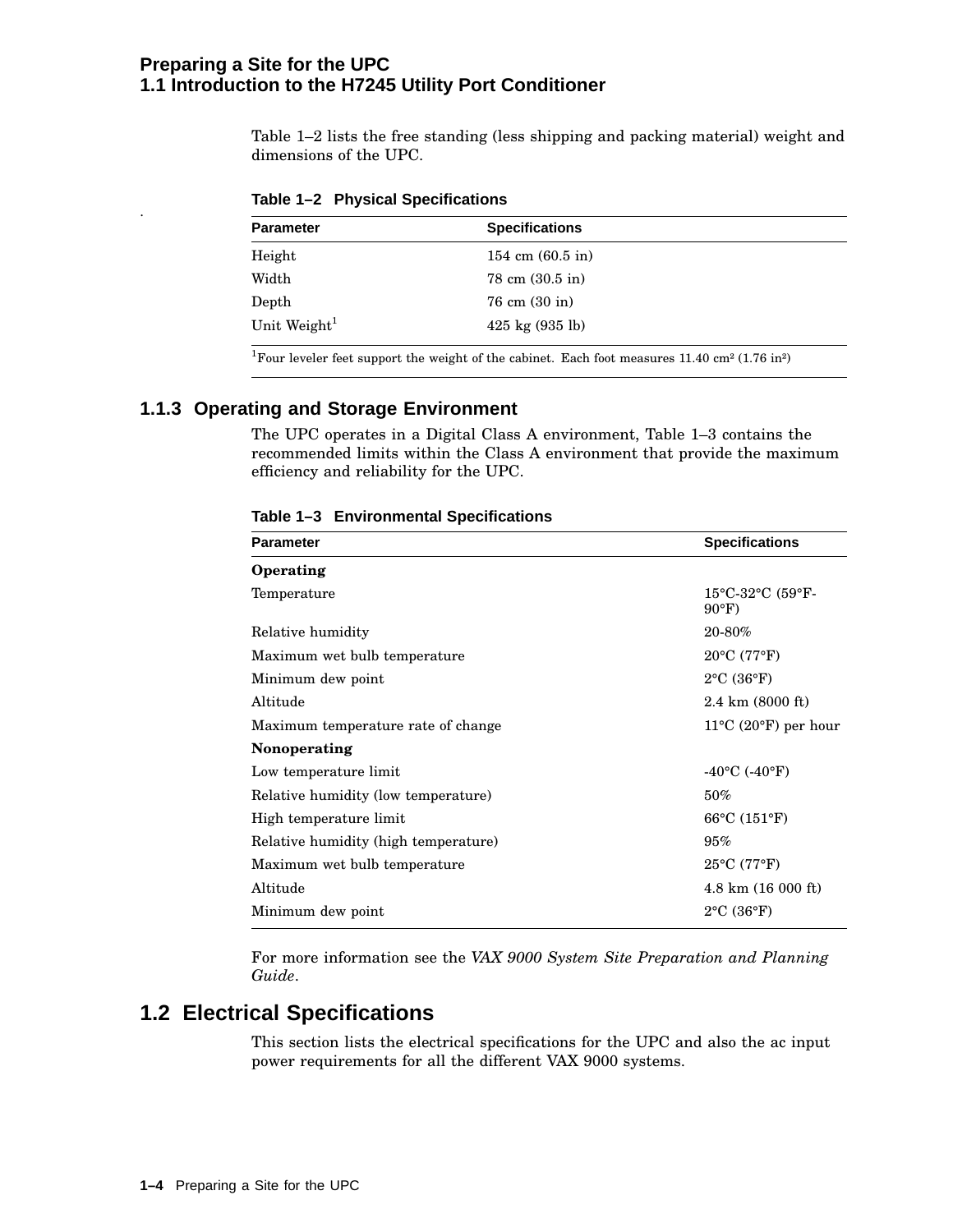Table 1–2 lists the free standing (less shipping and packing material) weight and dimensions of the UPC.

**Table 1–2 Physical Specifications**

| Parameter | Specifications |
| --- | --- |
| Height | 154 cm (60.5 in) |
| Width | 78 cm (30.5 in) |
| Depth | 76 cm (30 in) |
| Unit Weight[1] | 425 kg (935 lb) |

[1]Four leveler feet support the weight of the cabinet. Each foot measures 11.40 cm² (1.76 in²)

### 1.1.3 Operating and Storage Environment

The UPC operates in a Digital Class A environment, Table 1–3 contains the recommended limits within the Class A environment that provide the maximum efficiency and reliability for the UPC.

**Table 1–3 Environmental Specifications**

| Parameter | Specifications |
| --- | --- |
| **Operating** | |
| Temperature | 15°C-32°C (59°F-90°F) |
| Relative humidity | 20-80% |
| Maximum wet bulb temperature | 20°C (77°F) |
| Minimum dew point | 2°C (36°F) |
| Altitude | 2.4 km (8000 ft) |
| Maximum temperature rate of change | 11°C (20°F) per hour |
| **Nonoperating** | |
| Low temperature limit | -40°C (-40°F) |
| Relative humidity (low temperature) | 50% |
| High temperature limit | 66°C (151°F) |
| Relative humidity (high temperature) | 95% |
| Maximum wet bulb temperature | 25°C (77°F) |
| Altitude | 4.8 km (16 000 ft) |
| Minimum dew point | 2°C (36°F) |

For more information see the *VAX 9000 System Site Preparation and Planning Guide*.

## 1.2 Electrical Specifications

This section lists the electrical specifications for the UPC and also the ac input power requirements for all the different VAX 9000 systems.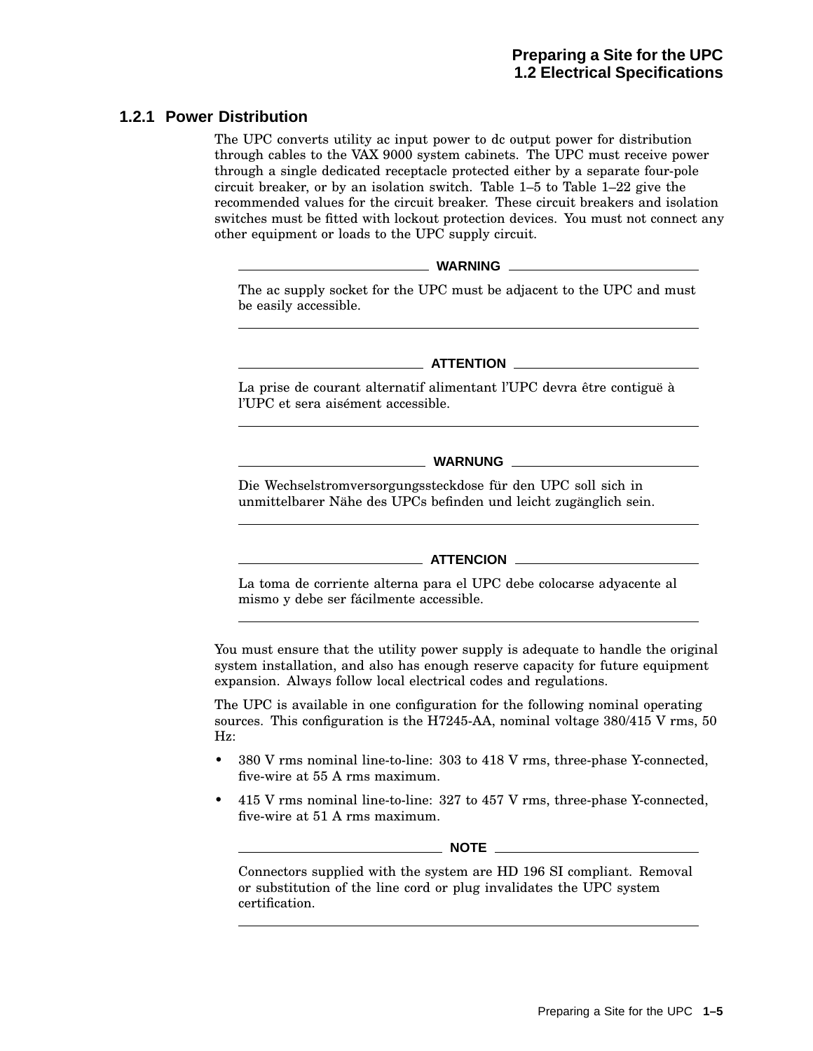### 1.2.1 Power Distribution

The UPC converts utility ac input power to dc output power for distribution through cables to the VAX 9000 system cabinets. The UPC must receive power through a single dedicated receptacle protected either by a separate four-pole circuit breaker, or by an isolation switch. Table 1–5 to Table 1–22 give the recommended values for the circuit breaker. These circuit breakers and isolation switches must be fitted with lockout protection devices. You must not connect any other equipment or loads to the UPC supply circuit.

---

**WARNING**

The ac supply socket for the UPC must be adjacent to the UPC and must be easily accessible.

---

**ATTENTION**

La prise de courant alternatif alimentant l'UPC devra être contiguë à l'UPC et sera aisément accessible.

---

**WARNUNG**

Die Wechselstromversorgungssteckdose für den UPC soll sich in unmittelbarer Nähe des UPCs befinden und leicht zugänglich sein.

---

**ATTENCION**

La toma de corriente alterna para el UPC debe colocarse adyacente al mismo y debe ser fácilmente accessible.

---

You must ensure that the utility power supply is adequate to handle the original system installation, and also has enough reserve capacity for future equipment expansion. Always follow local electrical codes and regulations.

The UPC is available in one configuration for the following nominal operating sources. This configuration is the H7245-AA, nominal voltage 380/415 V rms, 50 Hz:

- 380 V rms nominal line-to-line: 303 to 418 V rms, three-phase Y-connected, five-wire at 55 A rms maximum.
- 415 V rms nominal line-to-line: 327 to 457 V rms, three-phase Y-connected, five-wire at 51 A rms maximum.

---

**NOTE**

Connectors supplied with the system are HD 196 SI compliant. Removal or substitution of the line cord or plug invalidates the UPC system certification.

---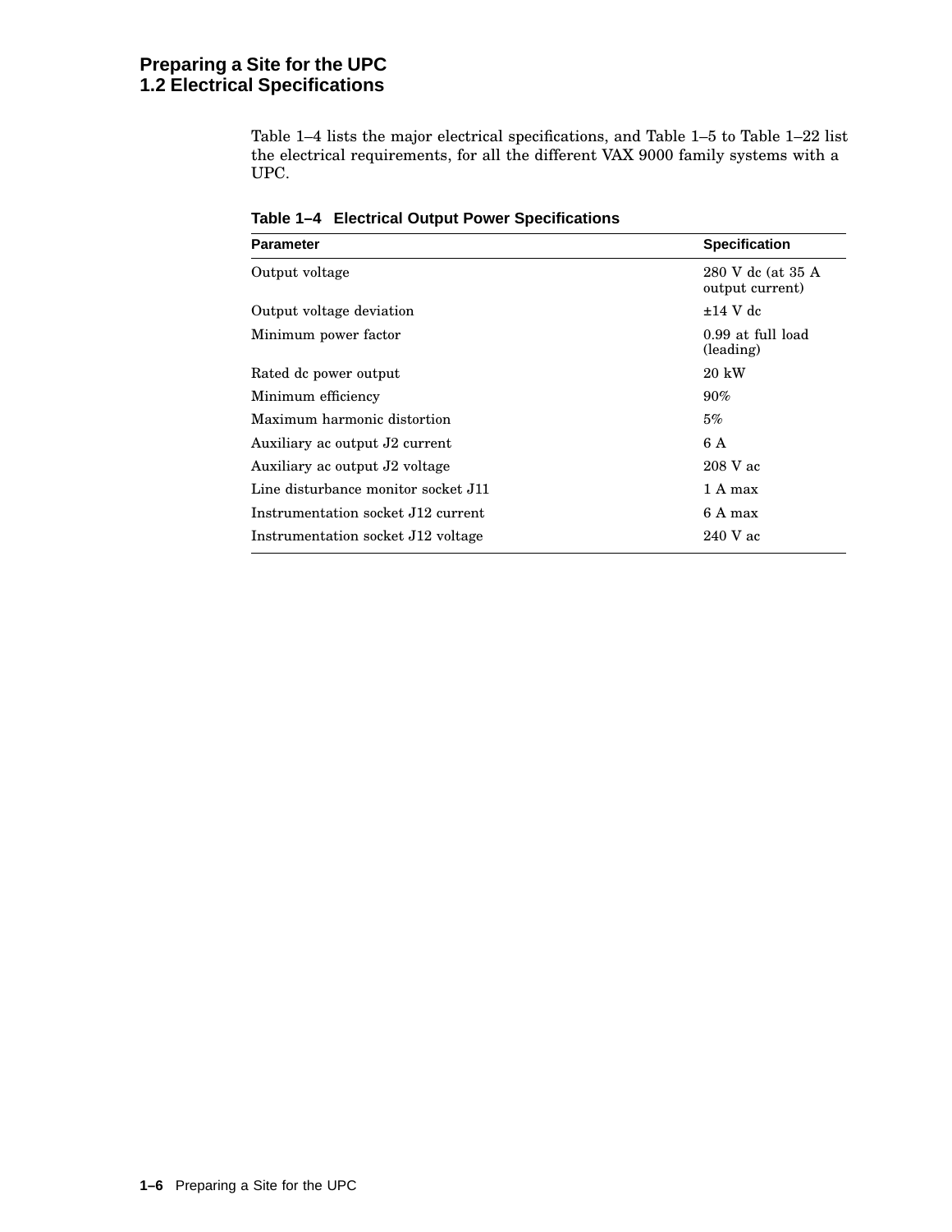## 1.2 Electrical Specifications

Table 1–4 lists the major electrical specifications, and Table 1–5 to Table 1–22 list the electrical requirements, for all the different VAX 9000 family systems with a UPC.

**Table 1–4 Electrical Output Power Specifications**

| Parameter | Specification |
|---|---|
| Output voltage | 280 V dc (at 35 A output current) |
| Output voltage deviation | ±14 V dc |
| Minimum power factor | 0.99 at full load (leading) |
| Rated dc power output | 20 kW |
| Minimum efficiency | 90% |
| Maximum harmonic distortion | 5% |
| Auxiliary ac output J2 current | 6 A |
| Auxiliary ac output J2 voltage | 208 V ac |
| Line disturbance monitor socket J11 | 1 A max |
| Instrumentation socket J12 current | 6 A max |
| Instrumentation socket J12 voltage | 240 V ac |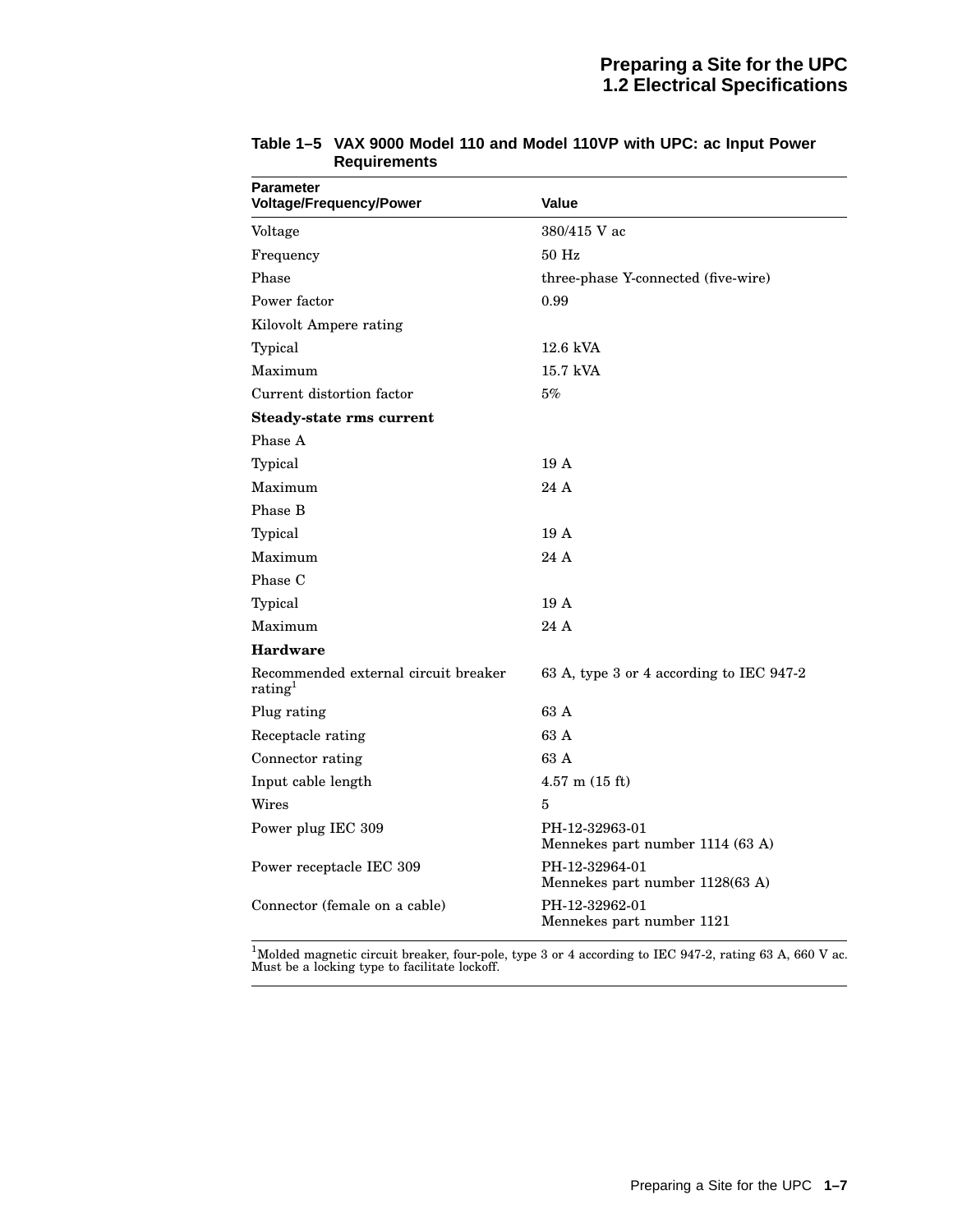**Table 1–5 VAX 9000 Model 110 and Model 110VP with UPC: ac Input Power Requirements**

| Parameter Voltage/Frequency/Power | Value |
|---|---|
| Voltage | 380/415 V ac |
| Frequency | 50 Hz |
| Phase | three-phase Y-connected (five-wire) |
| Power factor | 0.99 |
| Kilovolt Ampere rating | |
| Typical | 12.6 kVA |
| Maximum | 15.7 kVA |
| Current distortion factor | 5% |
| **Steady-state rms current** | |
| Phase A | |
| Typical | 19 A |
| Maximum | 24 A |
| Phase B | |
| Typical | 19 A |
| Maximum | 24 A |
| Phase C | |
| Typical | 19 A |
| Maximum | 24 A |
| **Hardware** | |
| Recommended external circuit breaker rating[1] | 63 A, type 3 or 4 according to IEC 947-2 |
| Plug rating | 63 A |
| Receptacle rating | 63 A |
| Connector rating | 63 A |
| Input cable length | 4.57 m (15 ft) |
| Wires | 5 |
| Power plug IEC 309 | PH-12-32963-01 Mennekes part number 1114 (63 A) |
| Power receptacle IEC 309 | PH-12-32964-01 Mennekes part number 1128(63 A) |
| Connector (female on a cable) | PH-12-32962-01 Mennekes part number 1121 |

[1]Molded magnetic circuit breaker, four-pole, type 3 or 4 according to IEC 947-2, rating 63 A, 660 V ac. Must be a locking type to facilitate lockoff.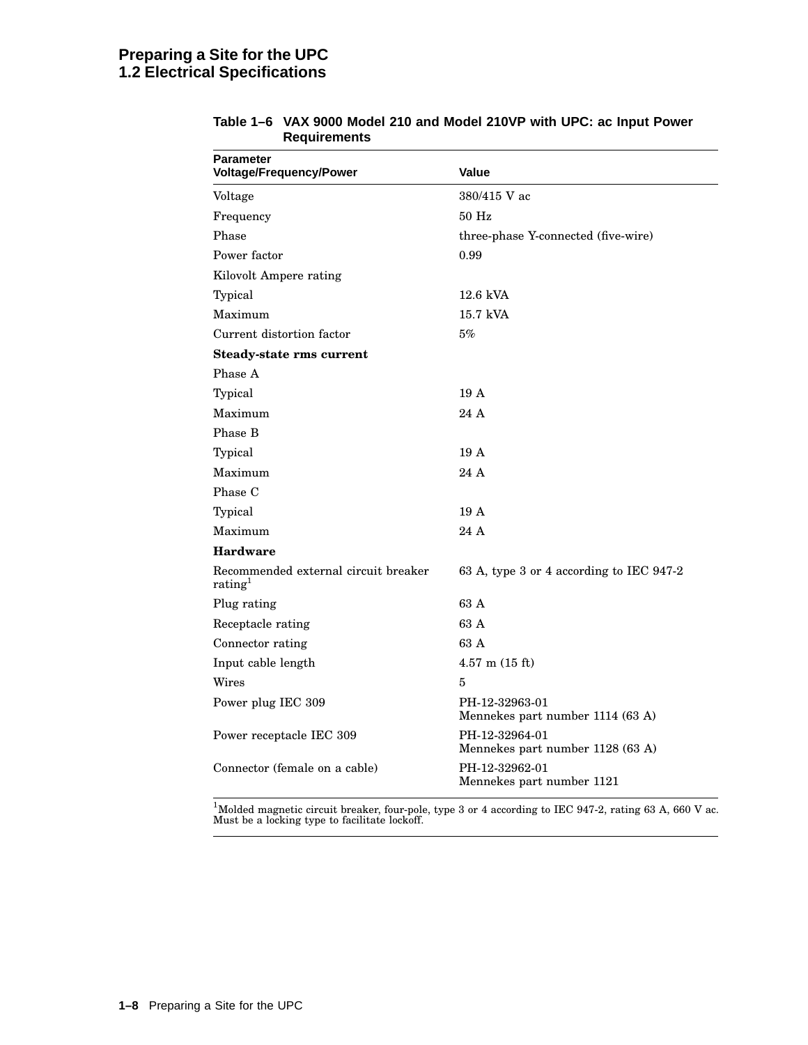**Table 1–6 VAX 9000 Model 210 and Model 210VP with UPC: ac Input Power Requirements**

| Parameter Voltage/Frequency/Power | Value |
|---|---|
| Voltage | 380/415 V ac |
| Frequency | 50 Hz |
| Phase | three-phase Y-connected (five-wire) |
| Power factor | 0.99 |
| Kilovolt Ampere rating | |
| Typical | 12.6 kVA |
| Maximum | 15.7 kVA |
| Current distortion factor | 5% |
| **Steady-state rms current** | |
| Phase A | |
| Typical | 19 A |
| Maximum | 24 A |
| Phase B | |
| Typical | 19 A |
| Maximum | 24 A |
| Phase C | |
| Typical | 19 A |
| Maximum | 24 A |
| **Hardware** | |
| Recommended external circuit breaker rating[1] | 63 A, type 3 or 4 according to IEC 947-2 |
| Plug rating | 63 A |
| Receptacle rating | 63 A |
| Connector rating | 63 A |
| Input cable length | 4.57 m (15 ft) |
| Wires | 5 |
| Power plug IEC 309 | PH-12-32963-01 Mennekes part number 1114 (63 A) |
| Power receptacle IEC 309 | PH-12-32964-01 Mennekes part number 1128 (63 A) |
| Connector (female on a cable) | PH-12-32962-01 Mennekes part number 1121 |

[1]Molded magnetic circuit breaker, four-pole, type 3 or 4 according to IEC 947-2, rating 63 A, 660 V ac. Must be a locking type to facilitate lockoff.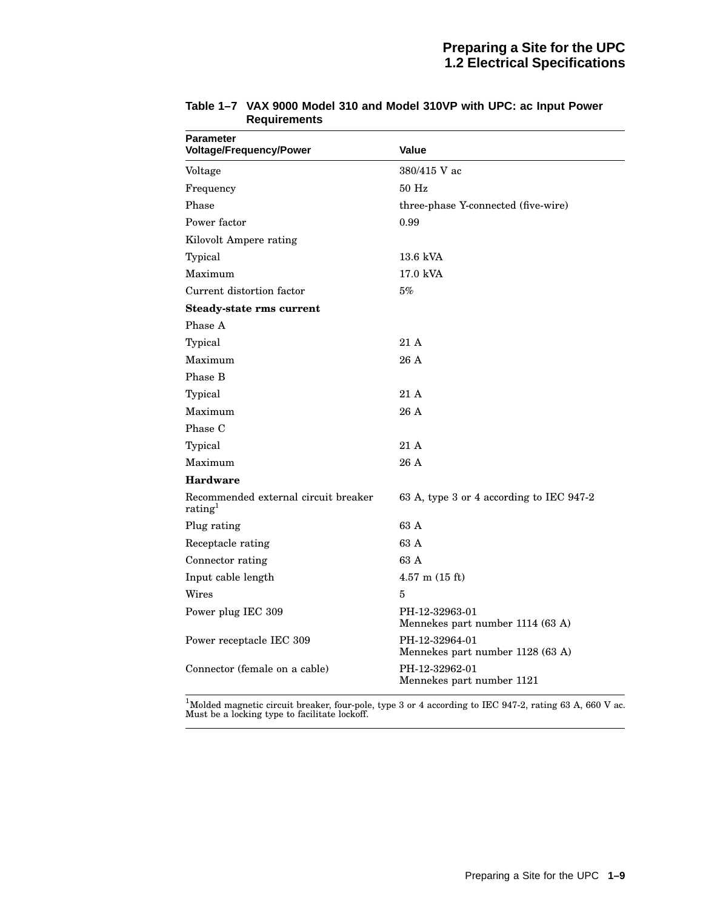**Table 1–7 VAX 9000 Model 310 and Model 310VP with UPC: ac Input Power Requirements**

| Parameter Voltage/Frequency/Power | Value |
|---|---|
| Voltage | 380/415 V ac |
| Frequency | 50 Hz |
| Phase | three-phase Y-connected (five-wire) |
| Power factor | 0.99 |
| Kilovolt Ampere rating | |
| Typical | 13.6 kVA |
| Maximum | 17.0 kVA |
| Current distortion factor | 5% |
| **Steady-state rms current** | |
| Phase A | |
| Typical | 21 A |
| Maximum | 26 A |
| Phase B | |
| Typical | 21 A |
| Maximum | 26 A |
| Phase C | |
| Typical | 21 A |
| Maximum | 26 A |
| **Hardware** | |
| Recommended external circuit breaker rating[1] | 63 A, type 3 or 4 according to IEC 947-2 |
| Plug rating | 63 A |
| Receptacle rating | 63 A |
| Connector rating | 63 A |
| Input cable length | 4.57 m (15 ft) |
| Wires | 5 |
| Power plug IEC 309 | PH-12-32963-01 Mennekes part number 1114 (63 A) |
| Power receptacle IEC 309 | PH-12-32964-01 Mennekes part number 1128 (63 A) |
| Connector (female on a cable) | PH-12-32962-01 Mennekes part number 1121 |

[1]Molded magnetic circuit breaker, four-pole, type 3 or 4 according to IEC 947-2, rating 63 A, 660 V ac. Must be a locking type to facilitate lockoff.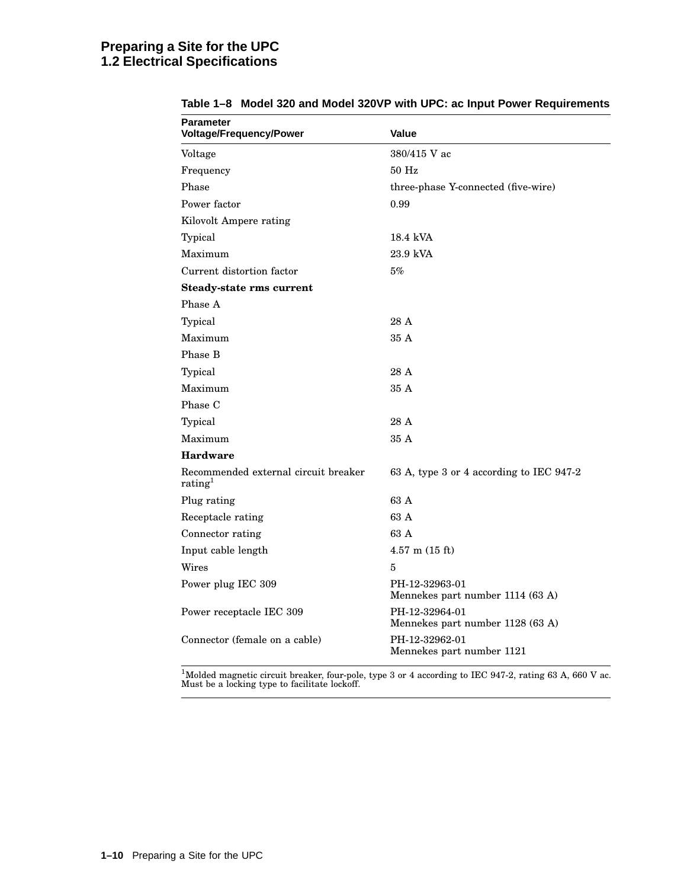**Table 1–8 Model 320 and Model 320VP with UPC: ac Input Power Requirements**

| Parameter Voltage/Frequency/Power | Value |
|---|---|
| Voltage | 380/415 V ac |
| Frequency | 50 Hz |
| Phase | three-phase Y-connected (five-wire) |
| Power factor | 0.99 |
| Kilovolt Ampere rating | |
| Typical | 18.4 kVA |
| Maximum | 23.9 kVA |
| Current distortion factor | 5% |
| **Steady-state rms current** | |
| Phase A | |
| Typical | 28 A |
| Maximum | 35 A |
| Phase B | |
| Typical | 28 A |
| Maximum | 35 A |
| Phase C | |
| Typical | 28 A |
| Maximum | 35 A |
| **Hardware** | |
| Recommended external circuit breaker rating[1] | 63 A, type 3 or 4 according to IEC 947-2 |
| Plug rating | 63 A |
| Receptacle rating | 63 A |
| Connector rating | 63 A |
| Input cable length | 4.57 m (15 ft) |
| Wires | 5 |
| Power plug IEC 309 | PH-12-32963-01<br>Mennekes part number 1114 (63 A) |
| Power receptacle IEC 309 | PH-12-32964-01<br>Mennekes part number 1128 (63 A) |
| Connector (female on a cable) | PH-12-32962-01<br>Mennekes part number 1121 |

[1]Molded magnetic circuit breaker, four-pole, type 3 or 4 according to IEC 947-2, rating 63 A, 660 V ac. Must be a locking type to facilitate lockoff.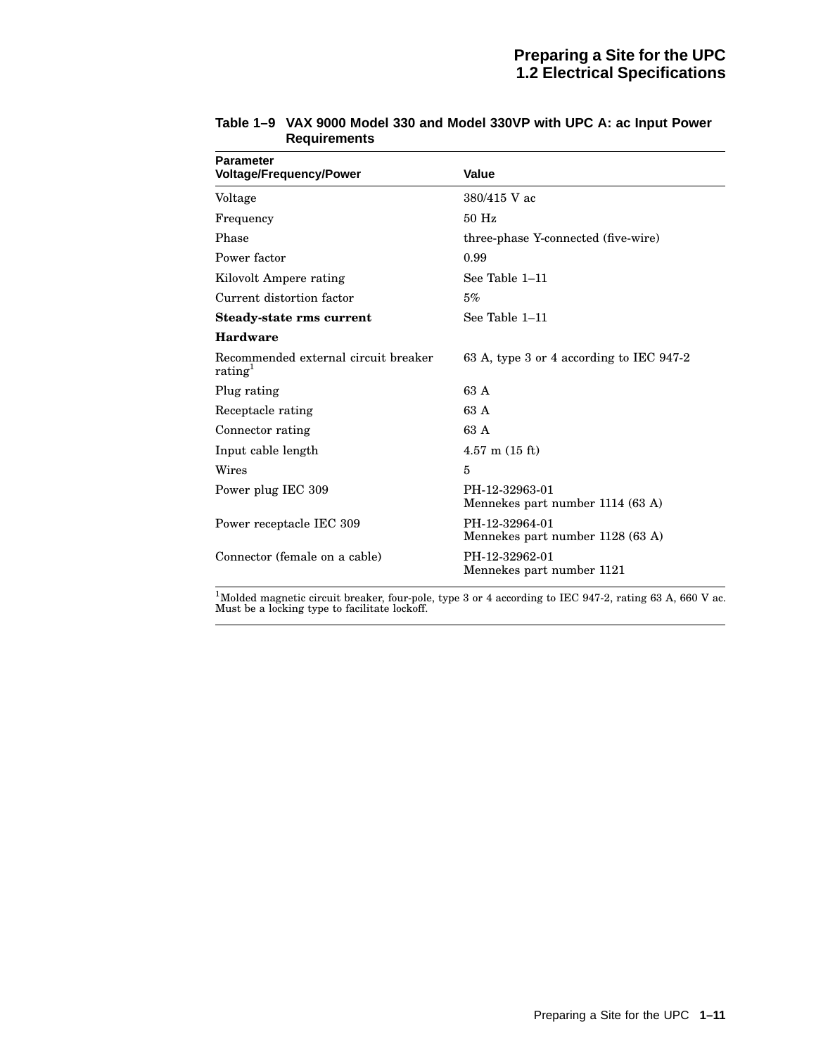**Table 1–9 VAX 9000 Model 330 and Model 330VP with UPC A: ac Input Power Requirements**

| Parameter<br>Voltage/Frequency/Power | Value |
|---|---|
| Voltage | 380/415 V ac |
| Frequency | 50 Hz |
| Phase | three-phase Y-connected (five-wire) |
| Power factor | 0.99 |
| Kilovolt Ampere rating | See Table 1–11 |
| Current distortion factor | 5% |
| **Steady-state rms current** | See Table 1–11 |
| **Hardware** | |
| Recommended external circuit breaker rating[1] | 63 A, type 3 or 4 according to IEC 947-2 |
| Plug rating | 63 A |
| Receptacle rating | 63 A |
| Connector rating | 63 A |
| Input cable length | 4.57 m (15 ft) |
| Wires | 5 |
| Power plug IEC 309 | PH-12-32963-01<br>Mennekes part number 1114 (63 A) |
| Power receptacle IEC 309 | PH-12-32964-01<br>Mennekes part number 1128 (63 A) |
| Connector (female on a cable) | PH-12-32962-01<br>Mennekes part number 1121 |

[1]Molded magnetic circuit breaker, four-pole, type 3 or 4 according to IEC 947-2, rating 63 A, 660 V ac. Must be a locking type to facilitate lockoff.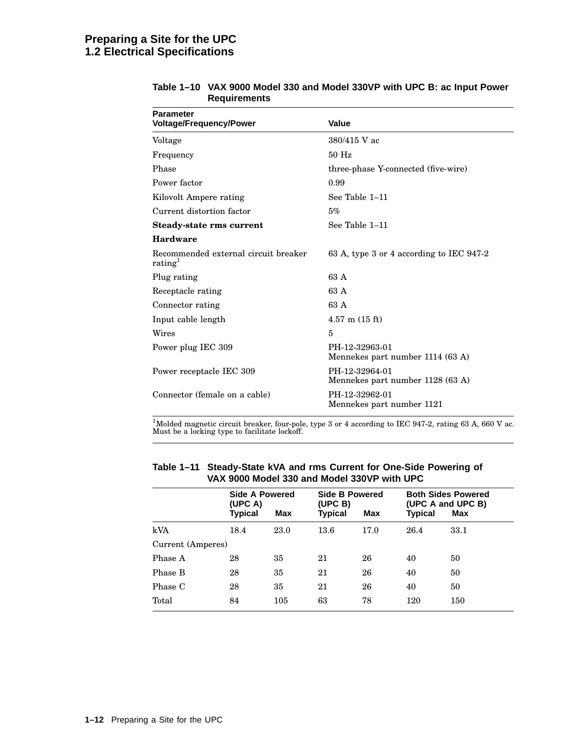**Table 1–10 VAX 9000 Model 330 and Model 330VP with UPC B: ac Input Power Requirements**

| Parameter Voltage/Frequency/Power | Value |
|---|---|
| Voltage | 380/415 V ac |
| Frequency | 50 Hz |
| Phase | three-phase Y-connected (five-wire) |
| Power factor | 0.99 |
| Kilovolt Ampere rating | See Table 1–11 |
| Current distortion factor | 5% |
| **Steady-state rms current** | See Table 1–11 |
| **Hardware** | |
| Recommended external circuit breaker rating[1] | 63 A, type 3 or 4 according to IEC 947-2 |
| Plug rating | 63 A |
| Receptacle rating | 63 A |
| Connector rating | 63 A |
| Input cable length | 4.57 m (15 ft) |
| Wires | 5 |
| Power plug IEC 309 | PH-12-32963-01 Mennekes part number 1114 (63 A) |
| Power receptacle IEC 309 | PH-12-32964-01 Mennekes part number 1128 (63 A) |
| Connector (female on a cable) | PH-12-32962-01 Mennekes part number 1121 |

[1]Molded magnetic circuit breaker, four-pole, type 3 or 4 according to IEC 947-2, rating 63 A, 660 V ac. Must be a locking type to facilitate lockoff.

**Table 1–11 Steady-State kVA and rms Current for One-Side Powering of VAX 9000 Model 330 and Model 330VP with UPC**

| | Side A Powered (UPC A) | | Side B Powered (UPC B) | | Both Sides Powered (UPC A and UPC B) | |
|---|---|---|---|---|---|---|
| | Typical | Max | Typical | Max | Typical | Max |
| kVA | 18.4 | 23.0 | 13.6 | 17.0 | 26.4 | 33.1 |
| Current (Amperes) | | | | | | |
| Phase A | 28 | 35 | 21 | 26 | 40 | 50 |
| Phase B | 28 | 35 | 21 | 26 | 40 | 50 |
| Phase C | 28 | 35 | 21 | 26 | 40 | 50 |
| Total | 84 | 105 | 63 | 78 | 120 | 150 |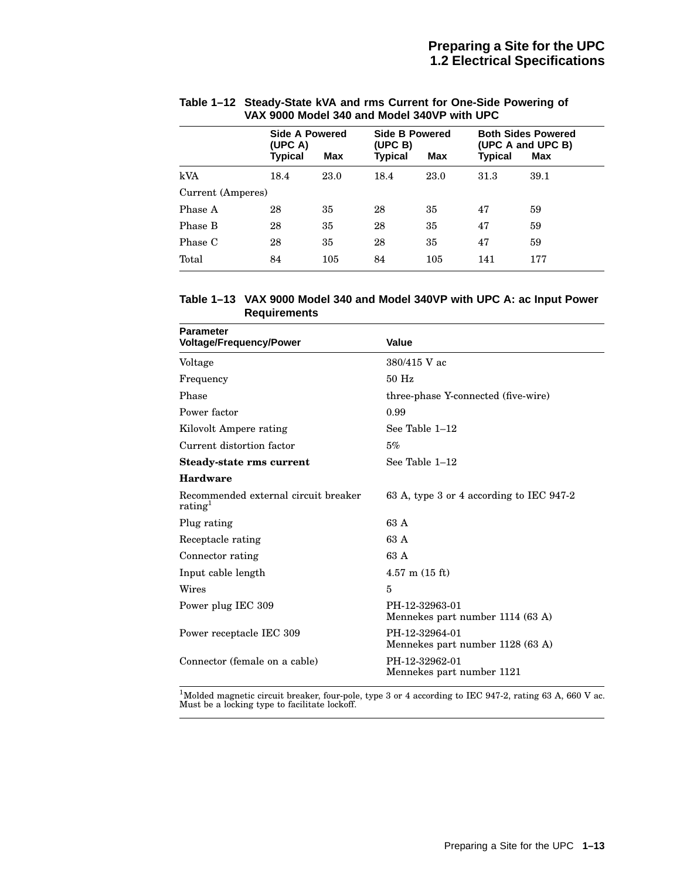**Table 1–12 Steady-State kVA and rms Current for One-Side Powering of VAX 9000 Model 340 and Model 340VP with UPC**

| | Side A Powered (UPC A) | | Side B Powered (UPC B) | | Both Sides Powered (UPC A and UPC B) | |
|---|---|---|---|---|---|---|
| | Typical | Max | Typical | Max | Typical | Max |
| kVA | 18.4 | 23.0 | 18.4 | 23.0 | 31.3 | 39.1 |
| Current (Amperes) | | | | | | |
| Phase A | 28 | 35 | 28 | 35 | 47 | 59 |
| Phase B | 28 | 35 | 28 | 35 | 47 | 59 |
| Phase C | 28 | 35 | 28 | 35 | 47 | 59 |
| Total | 84 | 105 | 84 | 105 | 141 | 177 |

**Table 1–13 VAX 9000 Model 340 and Model 340VP with UPC A: ac Input Power Requirements**

| Parameter Voltage/Frequency/Power | Value |
|---|---|
| Voltage | 380/415 V ac |
| Frequency | 50 Hz |
| Phase | three-phase Y-connected (five-wire) |
| Power factor | 0.99 |
| Kilovolt Ampere rating | See Table 1–12 |
| Current distortion factor | 5% |
| **Steady-state rms current** | See Table 1–12 |
| **Hardware** | |
| Recommended external circuit breaker rating[1] | 63 A, type 3 or 4 according to IEC 947-2 |
| Plug rating | 63 A |
| Receptacle rating | 63 A |
| Connector rating | 63 A |
| Input cable length | 4.57 m (15 ft) |
| Wires | 5 |
| Power plug IEC 309 | PH-12-32963-01<br>Mennekes part number 1114 (63 A) |
| Power receptacle IEC 309 | PH-12-32964-01<br>Mennekes part number 1128 (63 A) |
| Connector (female on a cable) | PH-12-32962-01<br>Mennekes part number 1121 |

[1]Molded magnetic circuit breaker, four-pole, type 3 or 4 according to IEC 947-2, rating 63 A, 660 V ac. Must be a locking type to facilitate lockoff.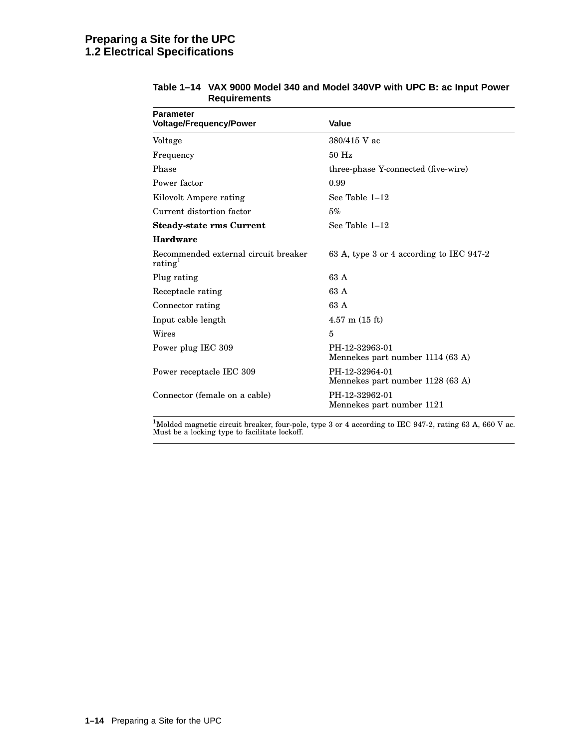**Table 1–14 VAX 9000 Model 340 and Model 340VP with UPC B: ac Input Power Requirements**

| Parameter Voltage/Frequency/Power | Value |
|---|---|
| Voltage | 380/415 V ac |
| Frequency | 50 Hz |
| Phase | three-phase Y-connected (five-wire) |
| Power factor | 0.99 |
| Kilovolt Ampere rating | See Table 1–12 |
| Current distortion factor | 5% |
| **Steady-state rms Current** | See Table 1–12 |
| **Hardware** | |
| Recommended external circuit breaker rating[1] | 63 A, type 3 or 4 according to IEC 947-2 |
| Plug rating | 63 A |
| Receptacle rating | 63 A |
| Connector rating | 63 A |
| Input cable length | 4.57 m (15 ft) |
| Wires | 5 |
| Power plug IEC 309 | PH-12-32963-01<br>Mennekes part number 1114 (63 A) |
| Power receptacle IEC 309 | PH-12-32964-01<br>Mennekes part number 1128 (63 A) |
| Connector (female on a cable) | PH-12-32962-01<br>Mennekes part number 1121 |

[1]Molded magnetic circuit breaker, four-pole, type 3 or 4 according to IEC 947-2, rating 63 A, 660 V ac. Must be a locking type to facilitate lockoff.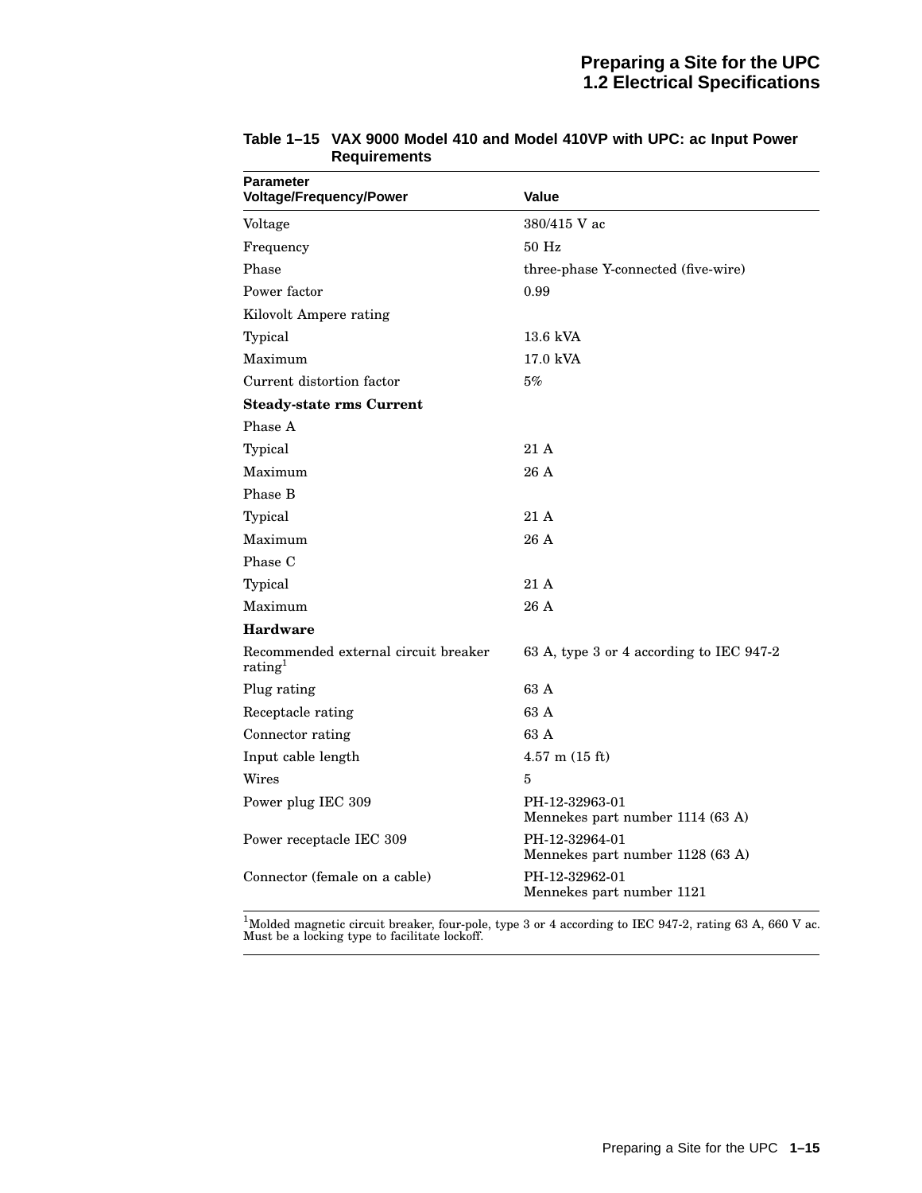**Table 1–15 VAX 9000 Model 410 and Model 410VP with UPC: ac Input Power Requirements**

| Parameter Voltage/Frequency/Power | Value |
|---|---|
| Voltage | 380/415 V ac |
| Frequency | 50 Hz |
| Phase | three-phase Y-connected (five-wire) |
| Power factor | 0.99 |
| Kilovolt Ampere rating | |
| Typical | 13.6 kVA |
| Maximum | 17.0 kVA |
| Current distortion factor | 5% |
| **Steady-state rms Current** | |
| Phase A | |
| Typical | 21 A |
| Maximum | 26 A |
| Phase B | |
| Typical | 21 A |
| Maximum | 26 A |
| Phase C | |
| Typical | 21 A |
| Maximum | 26 A |
| **Hardware** | |
| Recommended external circuit breaker rating[1] | 63 A, type 3 or 4 according to IEC 947-2 |
| Plug rating | 63 A |
| Receptacle rating | 63 A |
| Connector rating | 63 A |
| Input cable length | 4.57 m (15 ft) |
| Wires | 5 |
| Power plug IEC 309 | PH-12-32963-01 Mennekes part number 1114 (63 A) |
| Power receptacle IEC 309 | PH-12-32964-01 Mennekes part number 1128 (63 A) |
| Connector (female on a cable) | PH-12-32962-01 Mennekes part number 1121 |

[1]Molded magnetic circuit breaker, four-pole, type 3 or 4 according to IEC 947-2, rating 63 A, 660 V ac. Must be a locking type to facilitate lockoff.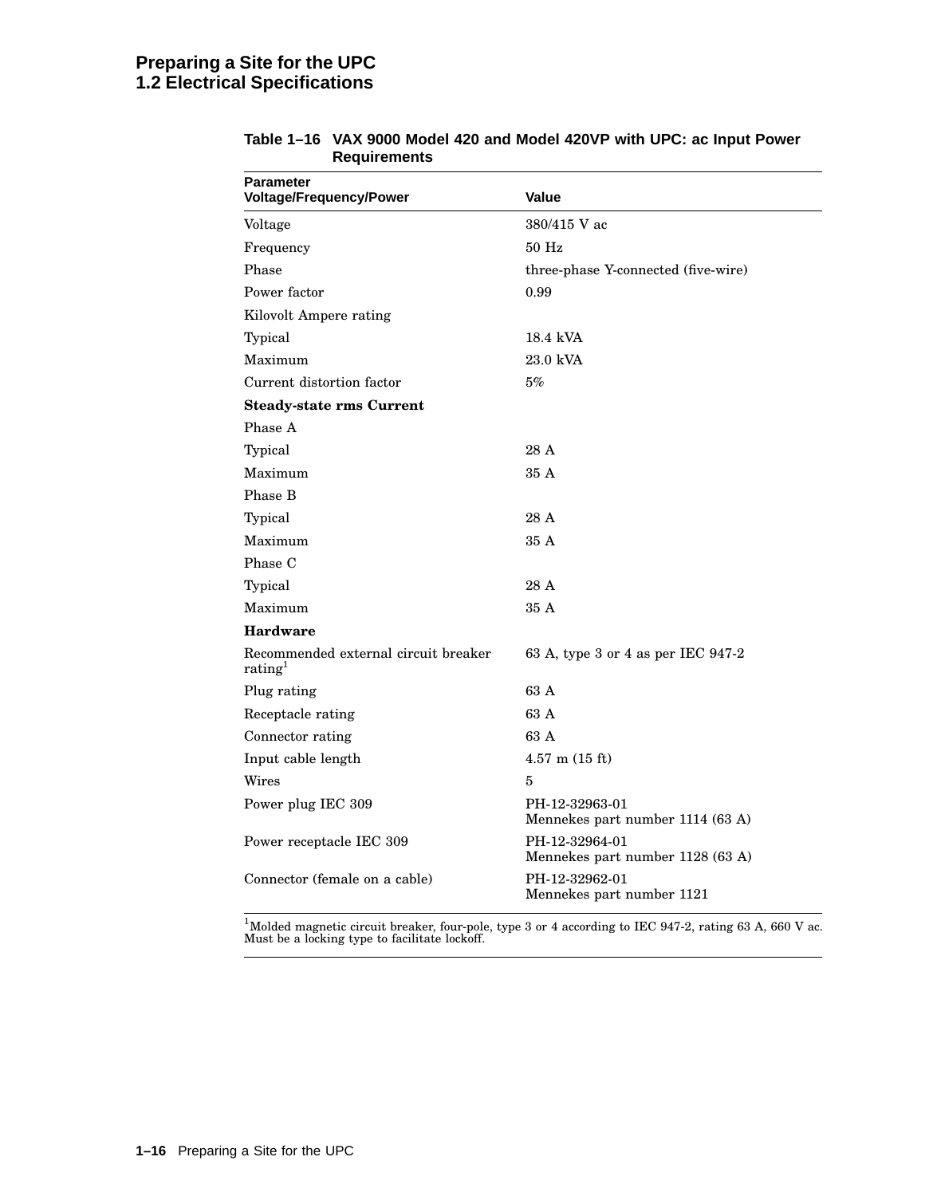**Table 1–16 VAX 9000 Model 420 and Model 420VP with UPC: ac Input Power Requirements**

| Parameter<br>Voltage/Frequency/Power | Value |
|---|---|
| Voltage | 380/415 V ac |
| Frequency | 50 Hz |
| Phase | three-phase Y-connected (five-wire) |
| Power factor | 0.99 |
| Kilovolt Ampere rating | |
| Typical | 18.4 kVA |
| Maximum | 23.0 kVA |
| Current distortion factor | 5% |
| **Steady-state rms Current** | |
| Phase A | |
| Typical | 28 A |
| Maximum | 35 A |
| Phase B | |
| Typical | 28 A |
| Maximum | 35 A |
| Phase C | |
| Typical | 28 A |
| Maximum | 35 A |
| **Hardware** | |
| Recommended external circuit breaker rating[1] | 63 A, type 3 or 4 as per IEC 947-2 |
| Plug rating | 63 A |
| Receptacle rating | 63 A |
| Connector rating | 63 A |
| Input cable length | 4.57 m (15 ft) |
| Wires | 5 |
| Power plug IEC 309 | PH-12-32963-01<br>Mennekes part number 1114 (63 A) |
| Power receptacle IEC 309 | PH-12-32964-01<br>Mennekes part number 1128 (63 A) |
| Connector (female on a cable) | PH-12-32962-01<br>Mennekes part number 1121 |

[1]Molded magnetic circuit breaker, four-pole, type 3 or 4 according to IEC 947-2, rating 63 A, 660 V ac. Must be a locking type to facilitate lockoff.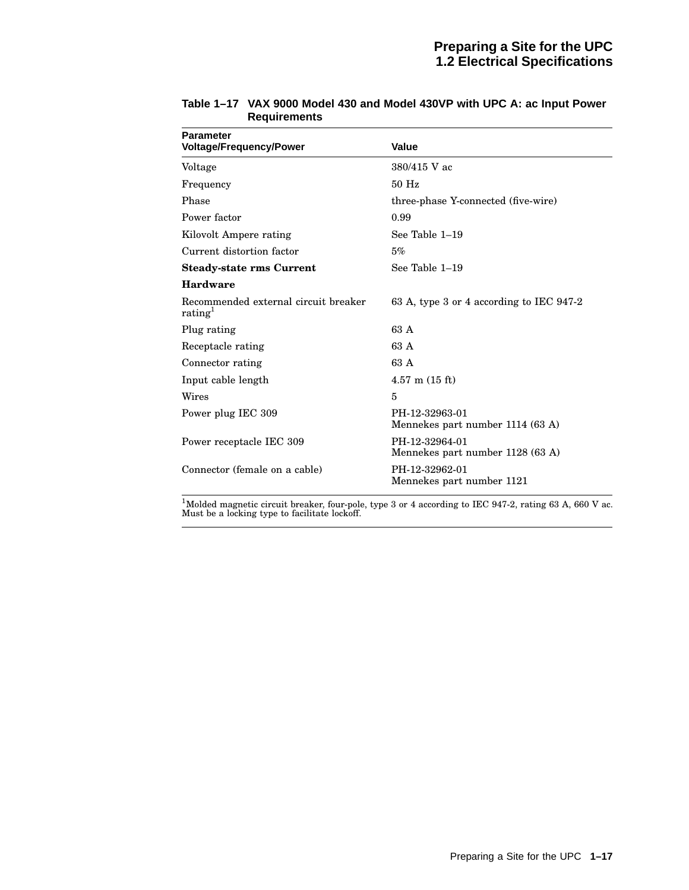**Table 1–17 VAX 9000 Model 430 and Model 430VP with UPC A: ac Input Power Requirements**

| Parameter Voltage/Frequency/Power | Value |
|---|---|
| Voltage | 380/415 V ac |
| Frequency | 50 Hz |
| Phase | three-phase Y-connected (five-wire) |
| Power factor | 0.99 |
| Kilovolt Ampere rating | See Table 1–19 |
| Current distortion factor | 5% |
| **Steady-state rms Current** | See Table 1–19 |
| **Hardware** | |
| Recommended external circuit breaker rating[1] | 63 A, type 3 or 4 according to IEC 947-2 |
| Plug rating | 63 A |
| Receptacle rating | 63 A |
| Connector rating | 63 A |
| Input cable length | 4.57 m (15 ft) |
| Wires | 5 |
| Power plug IEC 309 | PH-12-32963-01<br>Mennekes part number 1114 (63 A) |
| Power receptacle IEC 309 | PH-12-32964-01<br>Mennekes part number 1128 (63 A) |
| Connector (female on a cable) | PH-12-32962-01<br>Mennekes part number 1121 |

[1]Molded magnetic circuit breaker, four-pole, type 3 or 4 according to IEC 947-2, rating 63 A, 660 V ac. Must be a locking type to facilitate lockoff.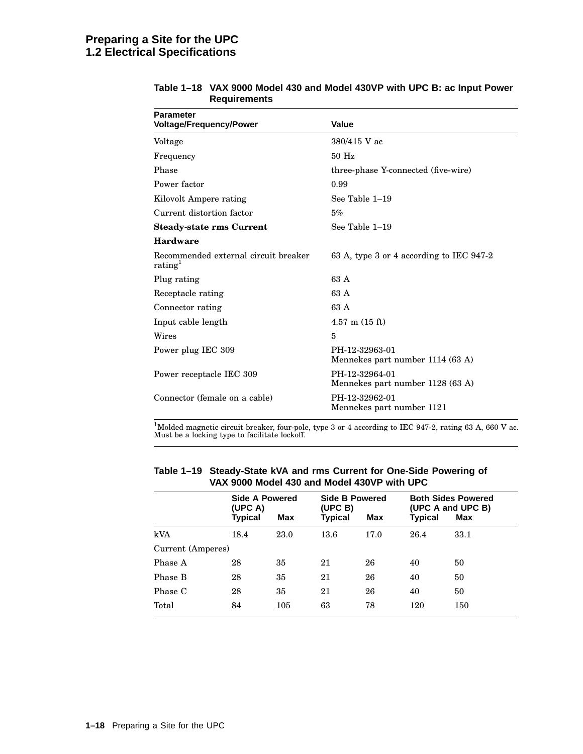**Table 1–18 VAX 9000 Model 430 and Model 430VP with UPC B: ac Input Power Requirements**

| Parameter Voltage/Frequency/Power | Value |
|---|---|
| Voltage | 380/415 V ac |
| Frequency | 50 Hz |
| Phase | three-phase Y-connected (five-wire) |
| Power factor | 0.99 |
| Kilovolt Ampere rating | See Table 1–19 |
| Current distortion factor | 5% |
| **Steady-state rms Current** | See Table 1–19 |
| **Hardware** | |
| Recommended external circuit breaker rating[1] | 63 A, type 3 or 4 according to IEC 947-2 |
| Plug rating | 63 A |
| Receptacle rating | 63 A |
| Connector rating | 63 A |
| Input cable length | 4.57 m (15 ft) |
| Wires | 5 |
| Power plug IEC 309 | PH-12-32963-01<br>Mennekes part number 1114 (63 A) |
| Power receptacle IEC 309 | PH-12-32964-01<br>Mennekes part number 1128 (63 A) |
| Connector (female on a cable) | PH-12-32962-01<br>Mennekes part number 1121 |

[1]Molded magnetic circuit breaker, four-pole, type 3 or 4 according to IEC 947-2, rating 63 A, 660 V ac. Must be a locking type to facilitate lockoff.

**Table 1–19 Steady-State kVA and rms Current for One-Side Powering of VAX 9000 Model 430 and Model 430VP with UPC**

| | Side A Powered (UPC A) | | Side B Powered (UPC B) | | Both Sides Powered (UPC A and UPC B) | |
|---|---|---|---|---|---|---|
| | Typical | Max | Typical | Max | Typical | Max |
| kVA | 18.4 | 23.0 | 13.6 | 17.0 | 26.4 | 33.1 |
| Current (Amperes) | | | | | | |
| Phase A | 28 | 35 | 21 | 26 | 40 | 50 |
| Phase B | 28 | 35 | 21 | 26 | 40 | 50 |
| Phase C | 28 | 35 | 21 | 26 | 40 | 50 |
| Total | 84 | 105 | 63 | 78 | 120 | 150 |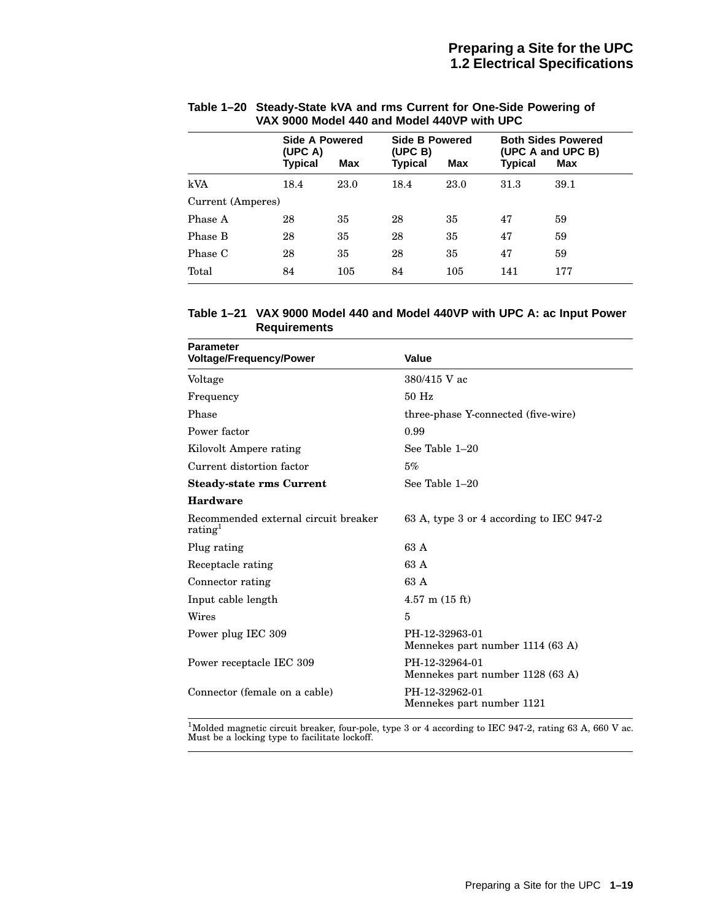**Table 1–20 Steady-State kVA and rms Current for One-Side Powering of VAX 9000 Model 440 and Model 440VP with UPC**

| | Side A Powered (UPC A) | | Side B Powered (UPC B) | | Both Sides Powered (UPC A and UPC B) | |
|---|---|---|---|---|---|---|
| | Typical | Max | Typical | Max | Typical | Max |
| kVA | 18.4 | 23.0 | 18.4 | 23.0 | 31.3 | 39.1 |
| Current (Amperes) | | | | | | |
| Phase A | 28 | 35 | 28 | 35 | 47 | 59 |
| Phase B | 28 | 35 | 28 | 35 | 47 | 59 |
| Phase C | 28 | 35 | 28 | 35 | 47 | 59 |
| Total | 84 | 105 | 84 | 105 | 141 | 177 |

**Table 1–21 VAX 9000 Model 440 and Model 440VP with UPC A: ac Input Power Requirements**

| Parameter Voltage/Frequency/Power | Value |
|---|---|
| Voltage | 380/415 V ac |
| Frequency | 50 Hz |
| Phase | three-phase Y-connected (five-wire) |
| Power factor | 0.99 |
| Kilovolt Ampere rating | See Table 1–20 |
| Current distortion factor | 5% |
| **Steady-state rms Current** | See Table 1–20 |
| **Hardware** | |
| Recommended external circuit breaker rating[1] | 63 A, type 3 or 4 according to IEC 947-2 |
| Plug rating | 63 A |
| Receptacle rating | 63 A |
| Connector rating | 63 A |
| Input cable length | 4.57 m (15 ft) |
| Wires | 5 |
| Power plug IEC 309 | PH-12-32963-01<br>Mennekes part number 1114 (63 A) |
| Power receptacle IEC 309 | PH-12-32964-01<br>Mennekes part number 1128 (63 A) |
| Connector (female on a cable) | PH-12-32962-01<br>Mennekes part number 1121 |

[1]Molded magnetic circuit breaker, four-pole, type 3 or 4 according to IEC 947-2, rating 63 A, 660 V ac. Must be a locking type to facilitate lockoff.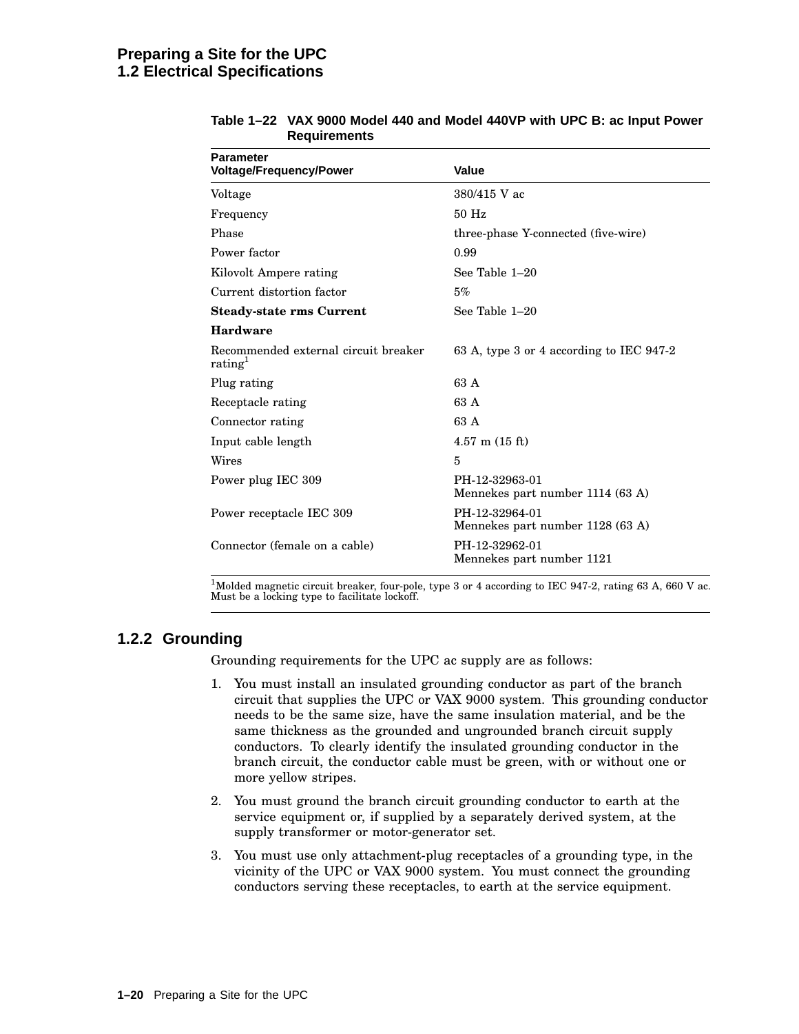**Table 1–22 VAX 9000 Model 440 and Model 440VP with UPC B: ac Input Power Requirements**

| Parameter<br>Voltage/Frequency/Power | Value |
|---|---|
| Voltage | 380/415 V ac |
| Frequency | 50 Hz |
| Phase | three-phase Y-connected (five-wire) |
| Power factor | 0.99 |
| Kilovolt Ampere rating | See Table 1–20 |
| Current distortion factor | 5% |
| **Steady-state rms Current** | See Table 1–20 |
| **Hardware** | |
| Recommended external circuit breaker rating[1] | 63 A, type 3 or 4 according to IEC 947-2 |
| Plug rating | 63 A |
| Receptacle rating | 63 A |
| Connector rating | 63 A |
| Input cable length | 4.57 m (15 ft) |
| Wires | 5 |
| Power plug IEC 309 | PH-12-32963-01<br>Mennekes part number 1114 (63 A) |
| Power receptacle IEC 309 | PH-12-32964-01<br>Mennekes part number 1128 (63 A) |
| Connector (female on a cable) | PH-12-32962-01<br>Mennekes part number 1121 |

[1]Molded magnetic circuit breaker, four-pole, type 3 or 4 according to IEC 947-2, rating 63 A, 660 V ac. Must be a locking type to facilitate lockoff.

### 1.2.2 Grounding

Grounding requirements for the UPC ac supply are as follows:

1. You must install an insulated grounding conductor as part of the branch circuit that supplies the UPC or VAX 9000 system. This grounding conductor needs to be the same size, have the same insulation material, and be the same thickness as the grounded and ungrounded branch circuit supply conductors. To clearly identify the insulated grounding conductor in the branch circuit, the conductor cable must be green, with or without one or more yellow stripes.
2. You must ground the branch circuit grounding conductor to earth at the service equipment or, if supplied by a separately derived system, at the supply transformer or motor-generator set.
3. You must use only attachment-plug receptacles of a grounding type, in the vicinity of the UPC or VAX 9000 system. You must connect the grounding conductors serving these receptacles, to earth at the service equipment.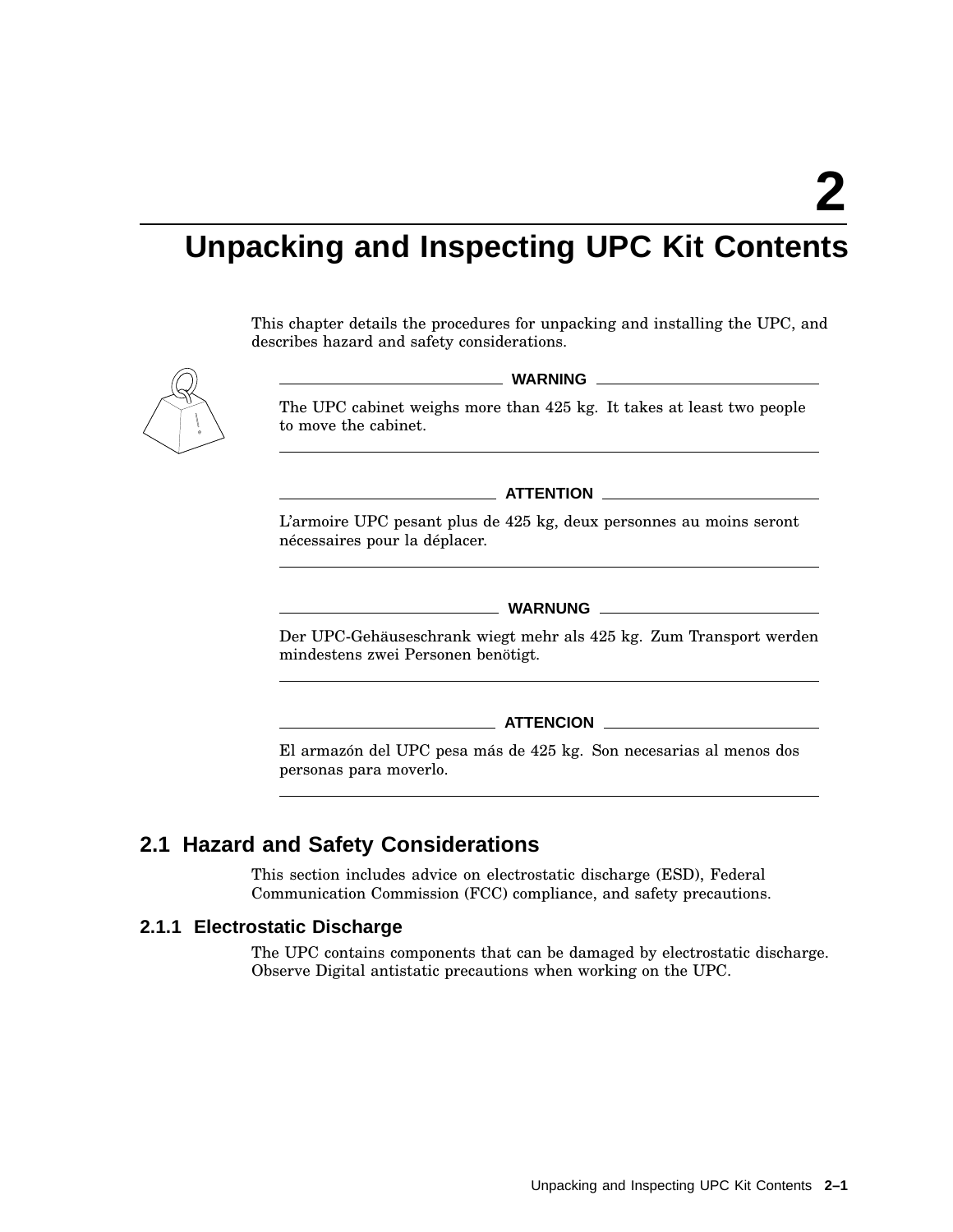# 2 Unpacking and Inspecting UPC Kit Contents

This chapter details the procedures for unpacking and installing the UPC, and describes hazard and safety considerations.

**WARNING**

The UPC cabinet weighs more than 425 kg. It takes at least two people to move the cabinet.

**ATTENTION**

L'armoire UPC pesant plus de 425 kg, deux personnes au moins seront nécessaires pour la déplacer.

**WARNUNG**

Der UPC-Gehäuseschrank wiegt mehr als 425 kg. Zum Transport werden mindestens zwei Personen benötigt.

**ATTENCION**

El armazón del UPC pesa más de 425 kg. Son necesarias al menos dos personas para moverlo.

## 2.1 Hazard and Safety Considerations

This section includes advice on electrostatic discharge (ESD), Federal Communication Commission (FCC) compliance, and safety precautions.

### 2.1.1 Electrostatic Discharge

The UPC contains components that can be damaged by electrostatic discharge. Observe Digital antistatic precautions when working on the UPC.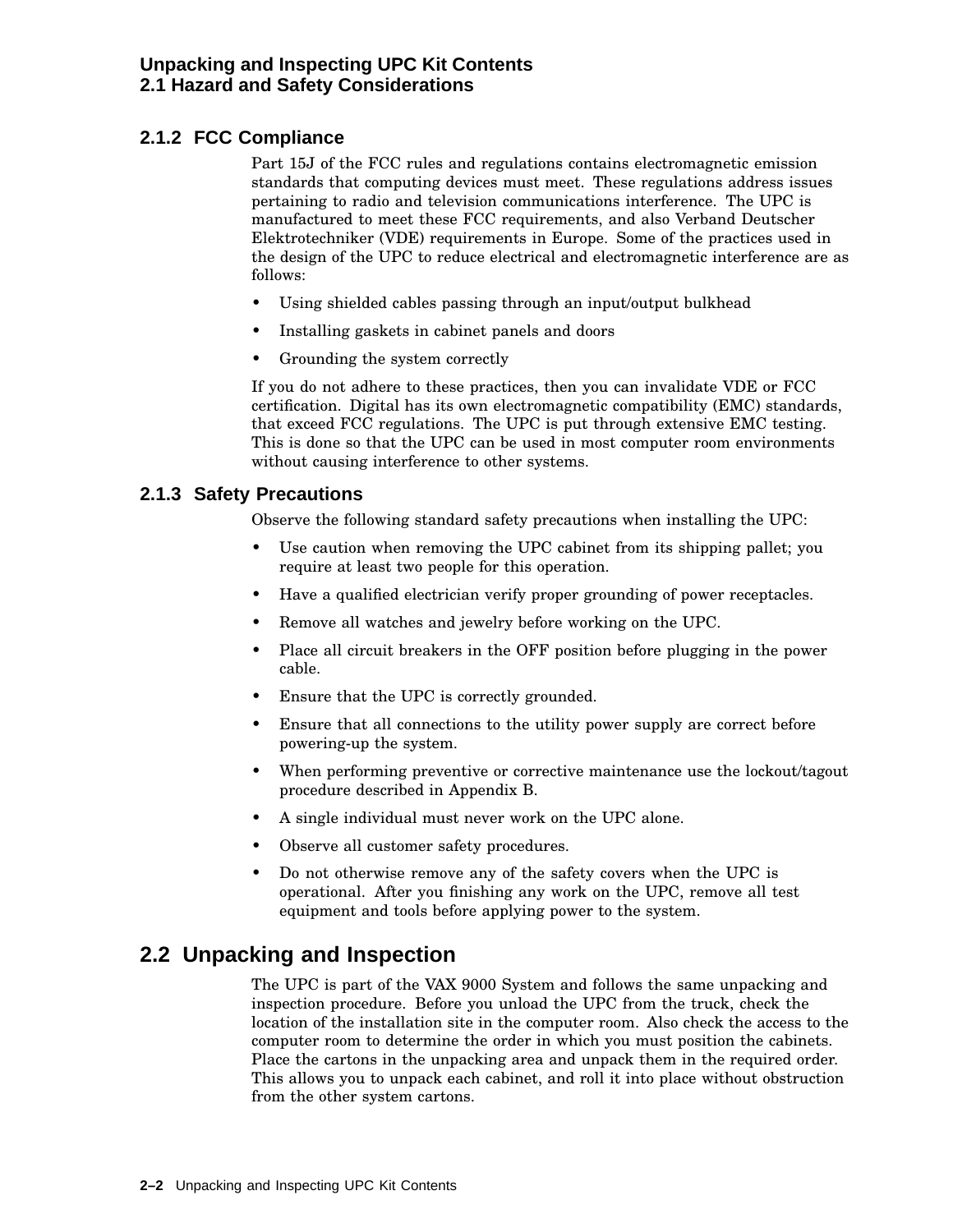### 2.1.2 FCC Compliance

Part 15J of the FCC rules and regulations contains electromagnetic emission standards that computing devices must meet. These regulations address issues pertaining to radio and television communications interference. The UPC is manufactured to meet these FCC requirements, and also Verband Deutscher Elektrotechniker (VDE) requirements in Europe. Some of the practices used in the design of the UPC to reduce electrical and electromagnetic interference are as follows:

- Using shielded cables passing through an input/output bulkhead
- Installing gaskets in cabinet panels and doors
- Grounding the system correctly

If you do not adhere to these practices, then you can invalidate VDE or FCC certification. Digital has its own electromagnetic compatibility (EMC) standards, that exceed FCC regulations. The UPC is put through extensive EMC testing. This is done so that the UPC can be used in most computer room environments without causing interference to other systems.

### 2.1.3 Safety Precautions

Observe the following standard safety precautions when installing the UPC:

- Use caution when removing the UPC cabinet from its shipping pallet; you require at least two people for this operation.
- Have a qualified electrician verify proper grounding of power receptacles.
- Remove all watches and jewelry before working on the UPC.
- Place all circuit breakers in the OFF position before plugging in the power cable.
- Ensure that the UPC is correctly grounded.
- Ensure that all connections to the utility power supply are correct before powering-up the system.
- When performing preventive or corrective maintenance use the lockout/tagout procedure described in Appendix B.
- A single individual must never work on the UPC alone.
- Observe all customer safety procedures.
- Do not otherwise remove any of the safety covers when the UPC is operational. After you finishing any work on the UPC, remove all test equipment and tools before applying power to the system.

## 2.2 Unpacking and Inspection

The UPC is part of the VAX 9000 System and follows the same unpacking and inspection procedure. Before you unload the UPC from the truck, check the location of the installation site in the computer room. Also check the access to the computer room to determine the order in which you must position the cabinets. Place the cartons in the unpacking area and unpack them in the required order. This allows you to unpack each cabinet, and roll it into place without obstruction from the other system cartons.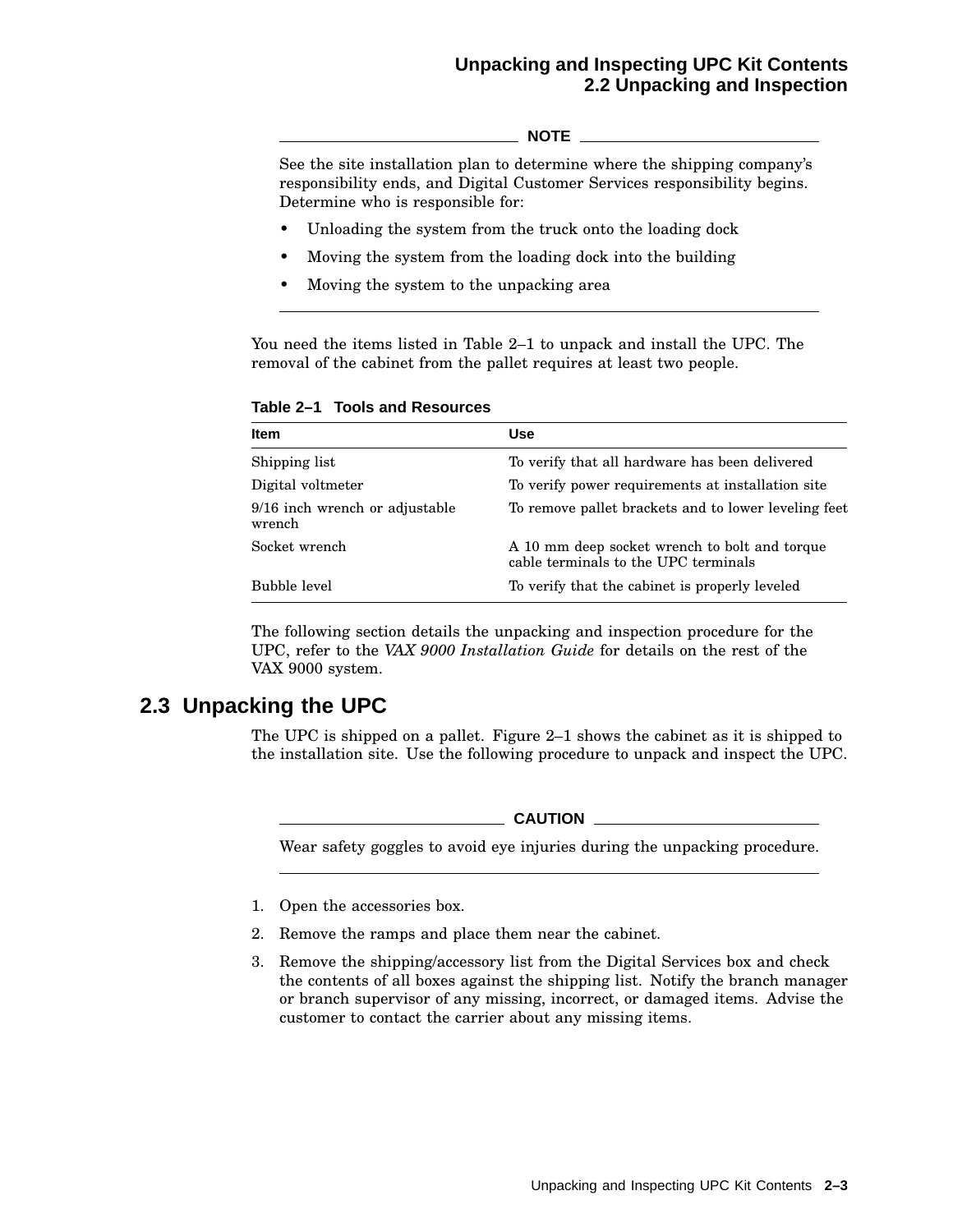**NOTE**

See the site installation plan to determine where the shipping company's responsibility ends, and Digital Customer Services responsibility begins. Determine who is responsible for:

- Unloading the system from the truck onto the loading dock
- Moving the system from the loading dock into the building
- Moving the system to the unpacking area

---

You need the items listed in Table 2–1 to unpack and install the UPC. The removal of the cabinet from the pallet requires at least two people.

**Table 2–1 Tools and Resources**

| Item | Use |
|---|---|
| Shipping list | To verify that all hardware has been delivered |
| Digital voltmeter | To verify power requirements at installation site |
| 9/16 inch wrench or adjustable wrench | To remove pallet brackets and to lower leveling feet |
| Socket wrench | A 10 mm deep socket wrench to bolt and torque cable terminals to the UPC terminals |
| Bubble level | To verify that the cabinet is properly leveled |

The following section details the unpacking and inspection procedure for the UPC, refer to the *VAX 9000 Installation Guide* for details on the rest of the VAX 9000 system.

## 2.3 Unpacking the UPC

The UPC is shipped on a pallet. Figure 2–1 shows the cabinet as it is shipped to the installation site. Use the following procedure to unpack and inspect the UPC.

**CAUTION**

Wear safety goggles to avoid eye injuries during the unpacking procedure.

---

1. Open the accessories box.
2. Remove the ramps and place them near the cabinet.
3. Remove the shipping/accessory list from the Digital Services box and check the contents of all boxes against the shipping list. Notify the branch manager or branch supervisor of any missing, incorrect, or damaged items. Advise the customer to contact the carrier about any missing items.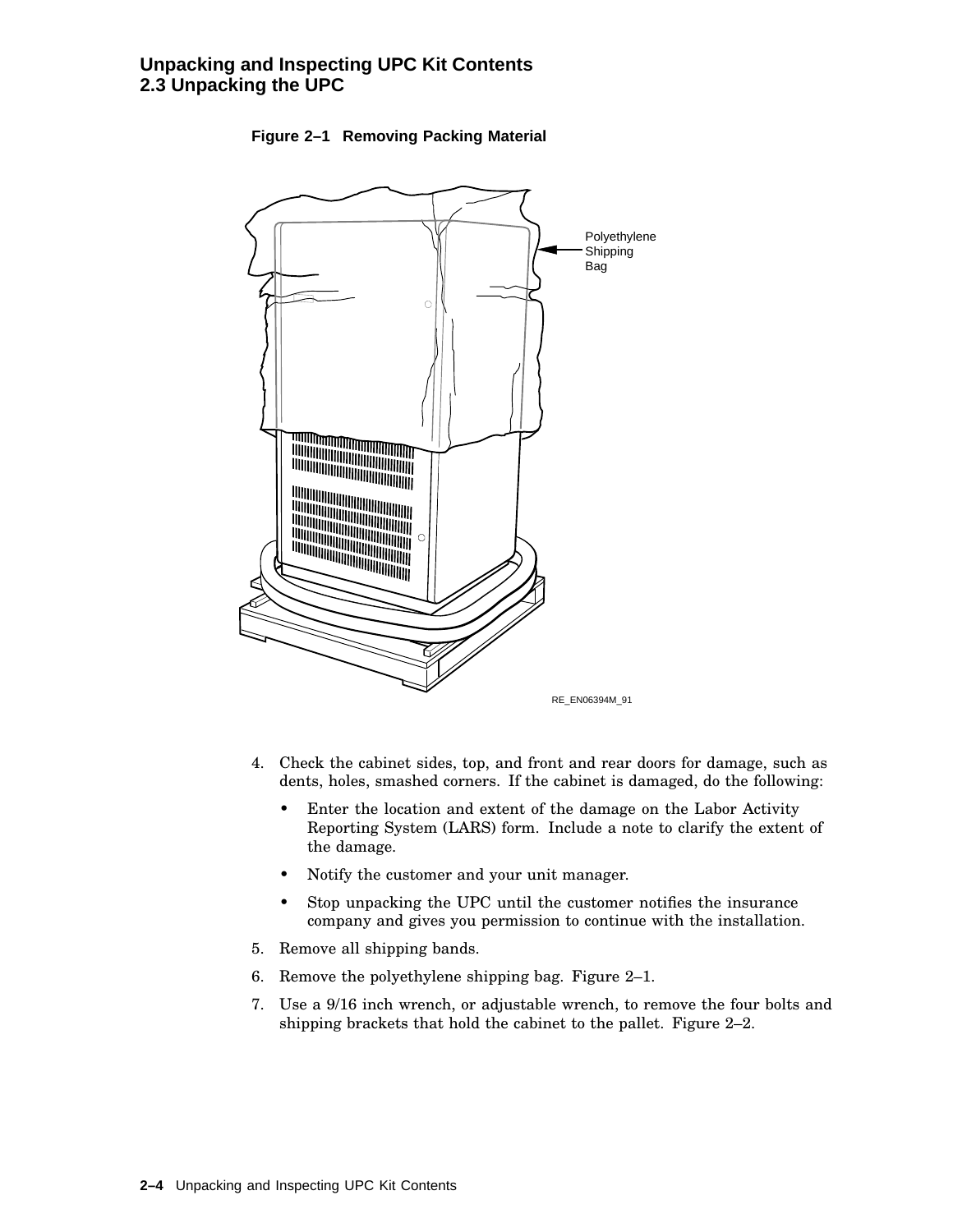Figure 2–1 Removing Packing Material

4. Check the cabinet sides, top, and front and rear doors for damage, such as dents, holes, smashed corners. If the cabinet is damaged, do the following:

   - Enter the location and extent of the damage on the Labor Activity Reporting System (LARS) form. Include a note to clarify the extent of the damage.
   - Notify the customer and your unit manager.
   - Stop unpacking the UPC until the customer notifies the insurance company and gives you permission to continue with the installation.

5. Remove all shipping bands.
6. Remove the polyethylene shipping bag. Figure 2–1.
7. Use a 9/16 inch wrench, or adjustable wrench, to remove the four bolts and shipping brackets that hold the cabinet to the pallet. Figure 2–2.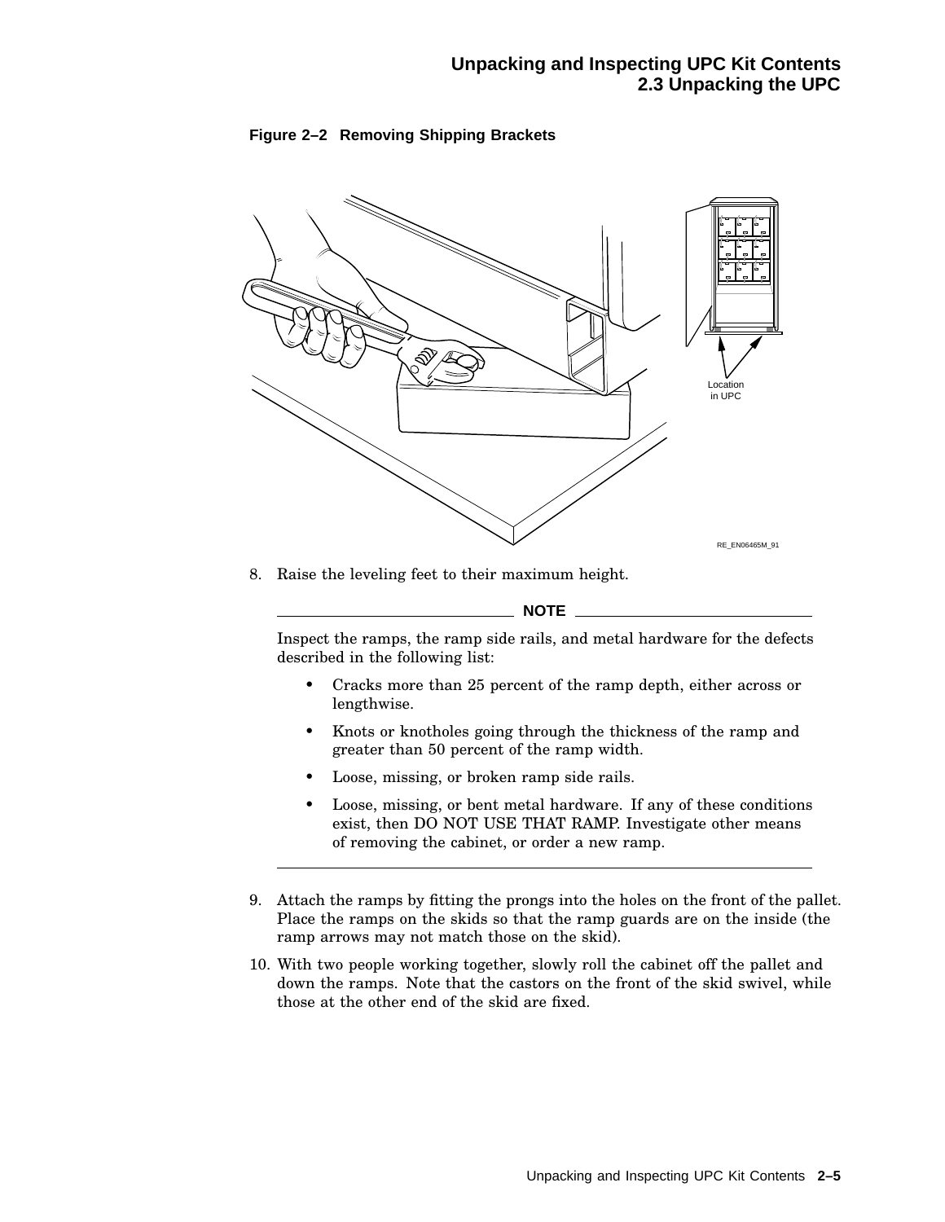**Figure 2–2 Removing Shipping Brackets**

Location in UPC

RE_EN06465M_91

8. Raise the leveling feet to their maximum height.

**NOTE**

Inspect the ramps, the ramp side rails, and metal hardware for the defects described in the following list:

- Cracks more than 25 percent of the ramp depth, either across or lengthwise.
- Knots or knotholes going through the thickness of the ramp and greater than 50 percent of the ramp width.
- Loose, missing, or broken ramp side rails.
- Loose, missing, or bent metal hardware. If any of these conditions exist, then DO NOT USE THAT RAMP. Investigate other means of removing the cabinet, or order a new ramp.

9. Attach the ramps by fitting the prongs into the holes on the front of the pallet. Place the ramps on the skids so that the ramp guards are on the inside (the ramp arrows may not match those on the skid).
10. With two people working together, slowly roll the cabinet off the pallet and down the ramps. Note that the castors on the front of the skid swivel, while those at the other end of the skid are fixed.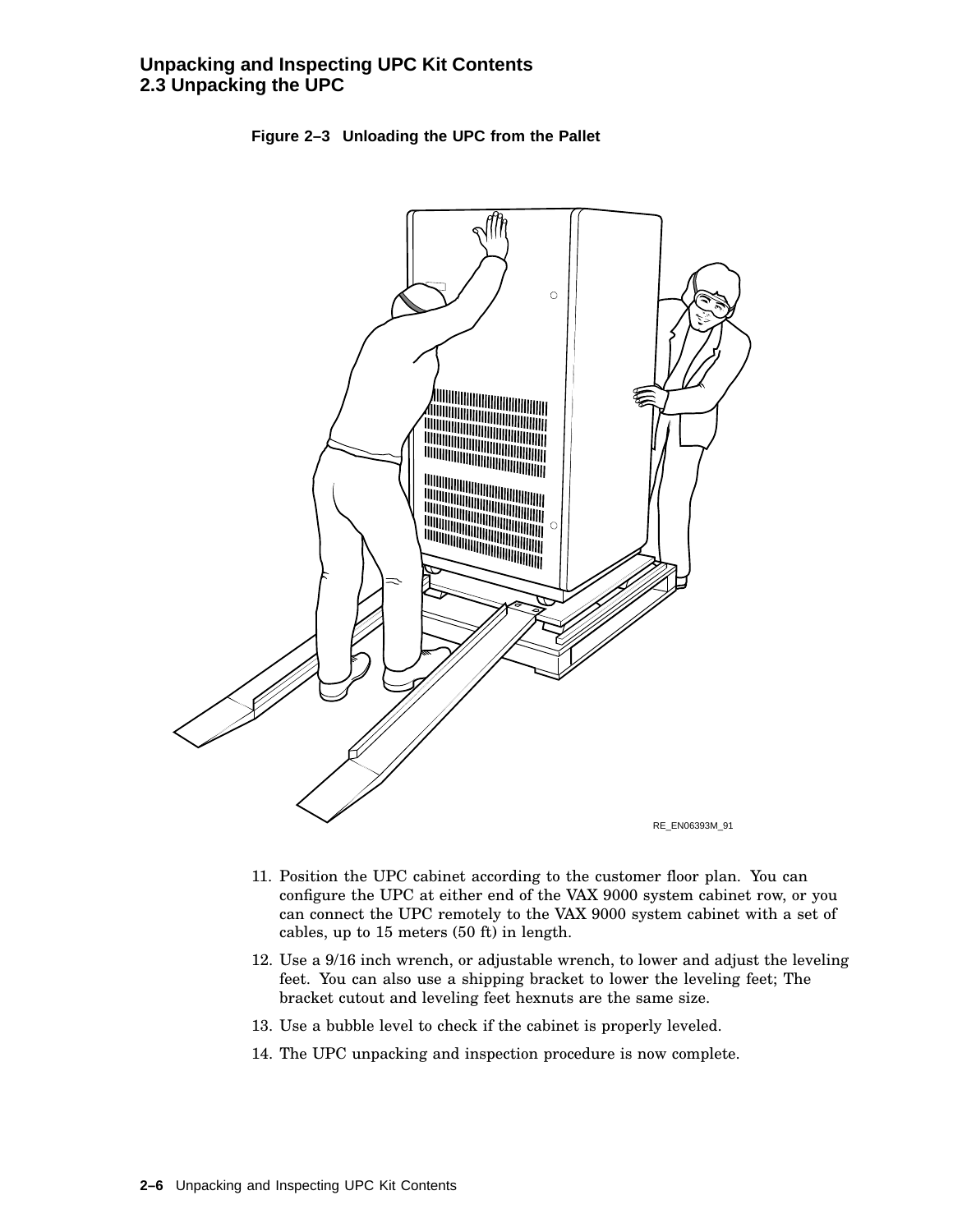**Figure 2–3 Unloading the UPC from the Pallet**

RE_EN06393M_91

11. Position the UPC cabinet according to the customer floor plan. You can configure the UPC at either end of the VAX 9000 system cabinet row, or you can connect the UPC remotely to the VAX 9000 system cabinet with a set of cables, up to 15 meters (50 ft) in length.
12. Use a 9/16 inch wrench, or adjustable wrench, to lower and adjust the leveling feet. You can also use a shipping bracket to lower the leveling feet; The bracket cutout and leveling feet hexnuts are the same size.
13. Use a bubble level to check if the cabinet is properly leveled.
14. The UPC unpacking and inspection procedure is now complete.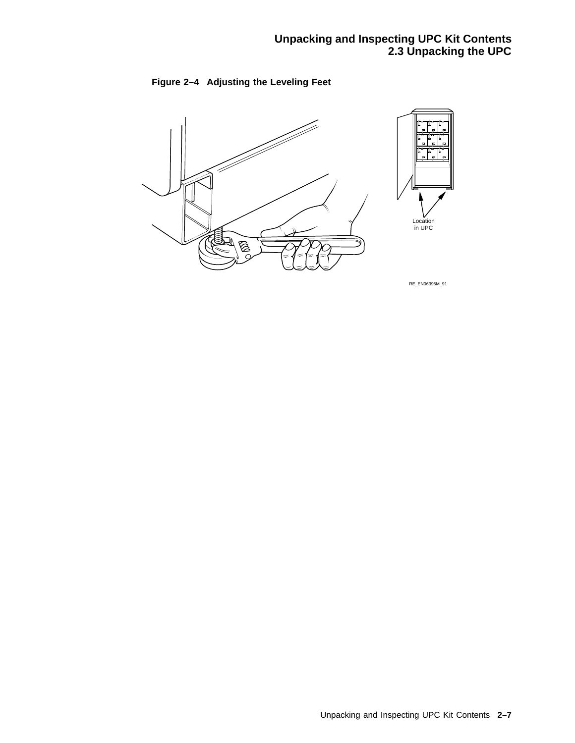**Figure 2–4 Adjusting the Leveling Feet**

Location in UPC

RE_EN06395M_91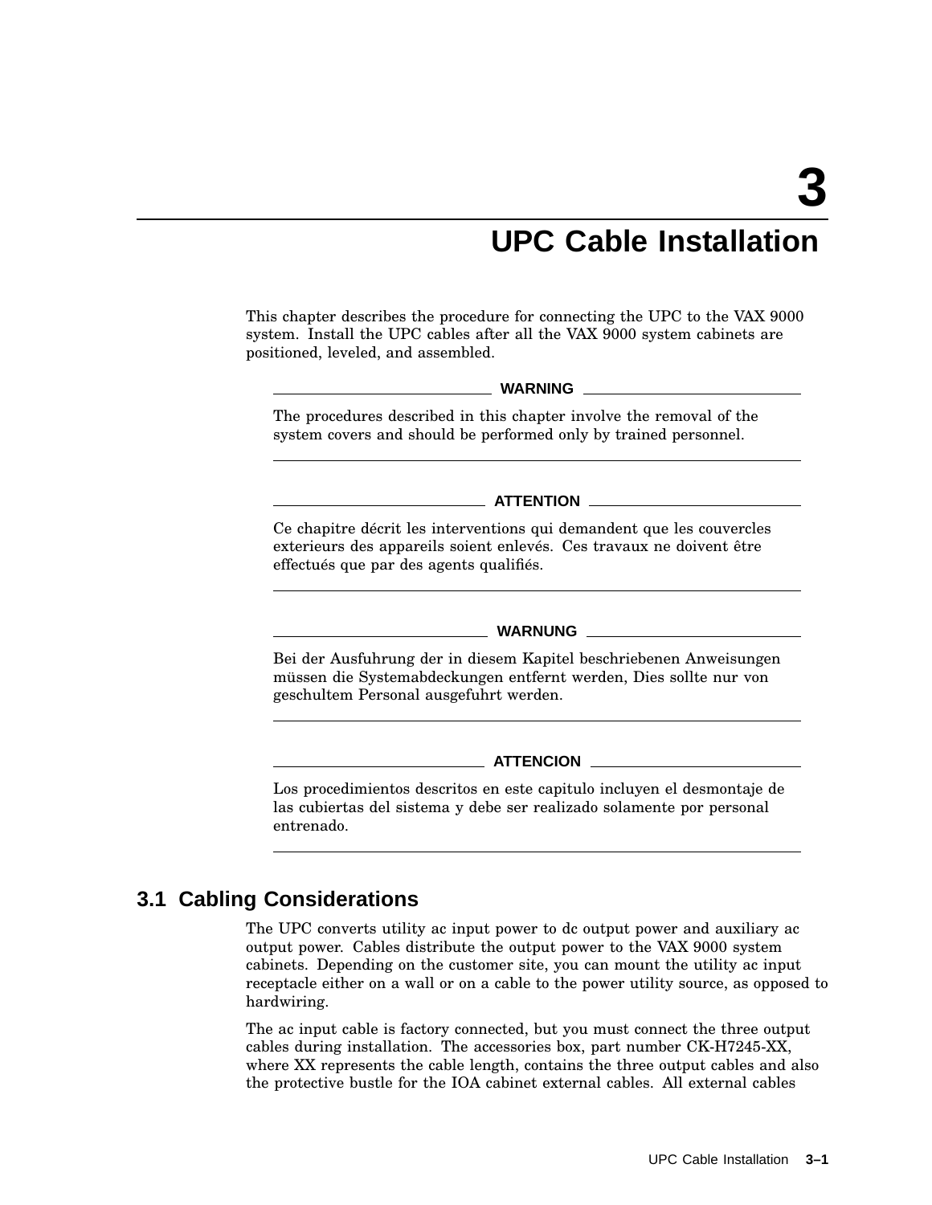# 3 UPC Cable Installation

This chapter describes the procedure for connecting the UPC to the VAX 9000 system. Install the UPC cables after all the VAX 9000 system cabinets are positioned, leveled, and assembled.

---

**WARNING**

The procedures described in this chapter involve the removal of the system covers and should be performed only by trained personnel.

---

**ATTENTION**

Ce chapitre décrit les interventions qui demandent que les couvercles exterieurs des appareils soient enlevés. Ces travaux ne doivent être effectués que par des agents qualifiés.

---

**WARNUNG**

Bei der Ausfuhrung der in diesem Kapitel beschriebenen Anweisungen müssen die Systemabdeckungen entfernt werden, Dies sollte nur von geschultem Personal ausgefuhrt werden.

---

**ATTENCION**

Los procedimientos descritos en este capitulo incluyen el desmontaje de las cubiertas del sistema y debe ser realizado solamente por personal entrenado.

---

## 3.1 Cabling Considerations

The UPC converts utility ac input power to dc output power and auxiliary ac output power. Cables distribute the output power to the VAX 9000 system cabinets. Depending on the customer site, you can mount the utility ac input receptacle either on a wall or on a cable to the power utility source, as opposed to hardwiring.

The ac input cable is factory connected, but you must connect the three output cables during installation. The accessories box, part number CK-H7245-XX, where XX represents the cable length, contains the three output cables and also the protective bustle for the IOA cabinet external cables. All external cables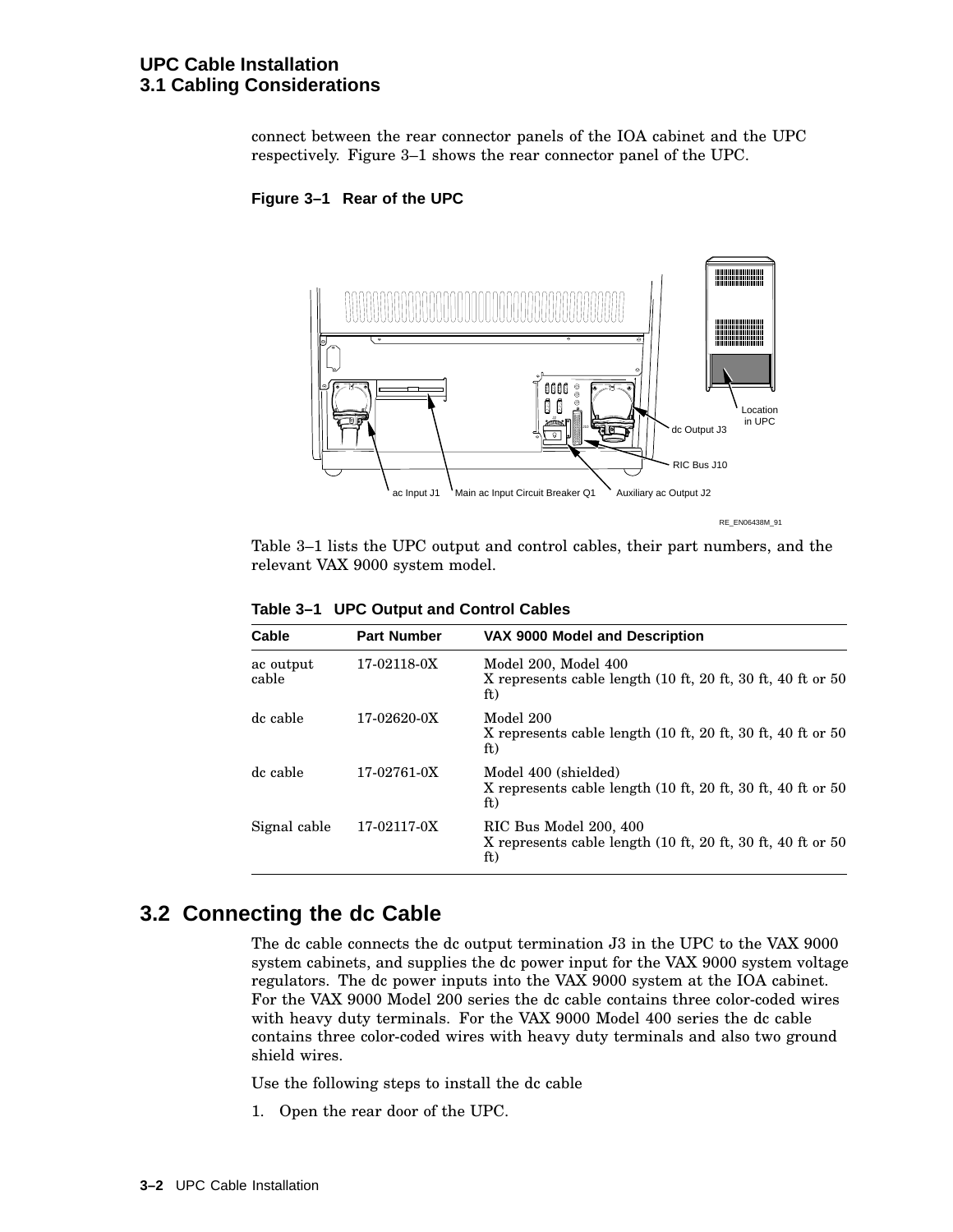connect between the rear connector panels of the IOA cabinet and the UPC respectively. Figure 3–1 shows the rear connector panel of the UPC.

**Figure 3–1 Rear of the UPC**

Location in UPC

dc Output J3

RIC Bus J10

ac Input J1

Main ac Input Circuit Breaker Q1

Auxiliary ac Output J2

RE_EN06438M_91

Table 3–1 lists the UPC output and control cables, their part numbers, and the relevant VAX 9000 system model.

**Table 3–1 UPC Output and Control Cables**

| Cable | Part Number | VAX 9000 Model and Description |
|---|---|---|
| ac output cable | 17-02118-0X | Model 200, Model 400<br>X represents cable length (10 ft, 20 ft, 30 ft, 40 ft or 50 ft) |
| dc cable | 17-02620-0X | Model 200<br>X represents cable length (10 ft, 20 ft, 30 ft, 40 ft or 50 ft) |
| dc cable | 17-02761-0X | Model 400 (shielded)<br>X represents cable length (10 ft, 20 ft, 30 ft, 40 ft or 50 ft) |
| Signal cable | 17-02117-0X | RIC Bus Model 200, 400<br>X represents cable length (10 ft, 20 ft, 30 ft, 40 ft or 50 ft) |

## 3.2 Connecting the dc Cable

The dc cable connects the dc output termination J3 in the UPC to the VAX 9000 system cabinets, and supplies the dc power input for the VAX 9000 system voltage regulators. The dc power inputs into the VAX 9000 system at the IOA cabinet. For the VAX 9000 Model 200 series the dc cable contains three color-coded wires with heavy duty terminals. For the VAX 9000 Model 400 series the dc cable contains three color-coded wires with heavy duty terminals and also two ground shield wires.

Use the following steps to install the dc cable

1. Open the rear door of the UPC.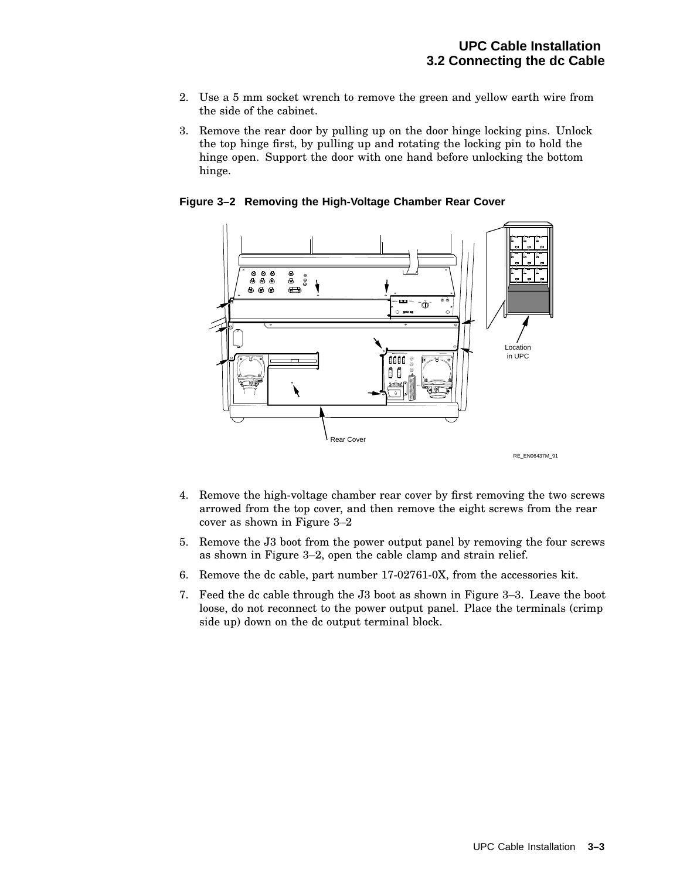2. Use a 5 mm socket wrench to remove the green and yellow earth wire from the side of the cabinet.
3. Remove the rear door by pulling up on the door hinge locking pins. Unlock the top hinge first, by pulling up and rotating the locking pin to hold the hinge open. Support the door with one hand before unlocking the bottom hinge.

**Figure 3–2 Removing the High-Voltage Chamber Rear Cover**

4. Remove the high-voltage chamber rear cover by first removing the two screws arrowed from the top cover, and then remove the eight screws from the rear cover as shown in Figure 3–2
5. Remove the J3 boot from the power output panel by removing the four screws as shown in Figure 3–2, open the cable clamp and strain relief.
6. Remove the dc cable, part number 17-02761-0X, from the accessories kit.
7. Feed the dc cable through the J3 boot as shown in Figure 3–3. Leave the boot loose, do not reconnect to the power output panel. Place the terminals (crimp side up) down on the dc output terminal block.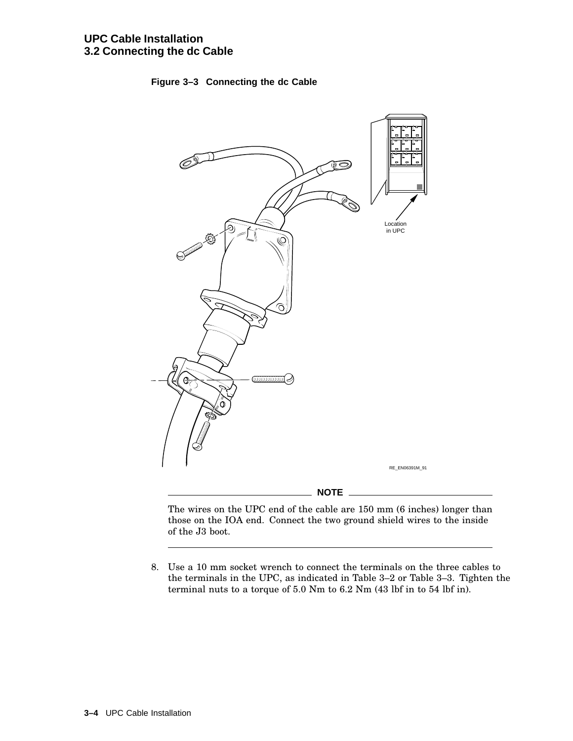**Figure 3–3 Connecting the dc Cable**

Location in UPC

RE_EN06391M_91

**NOTE**

The wires on the UPC end of the cable are 150 mm (6 inches) longer than those on the IOA end. Connect the two ground shield wires to the inside of the J3 boot.

---

8. Use a 10 mm socket wrench to connect the terminals on the three cables to the terminals in the UPC, as indicated in Table 3–2 or Table 3–3. Tighten the terminal nuts to a torque of 5.0 Nm to 6.2 Nm (43 lbf in to 54 lbf in).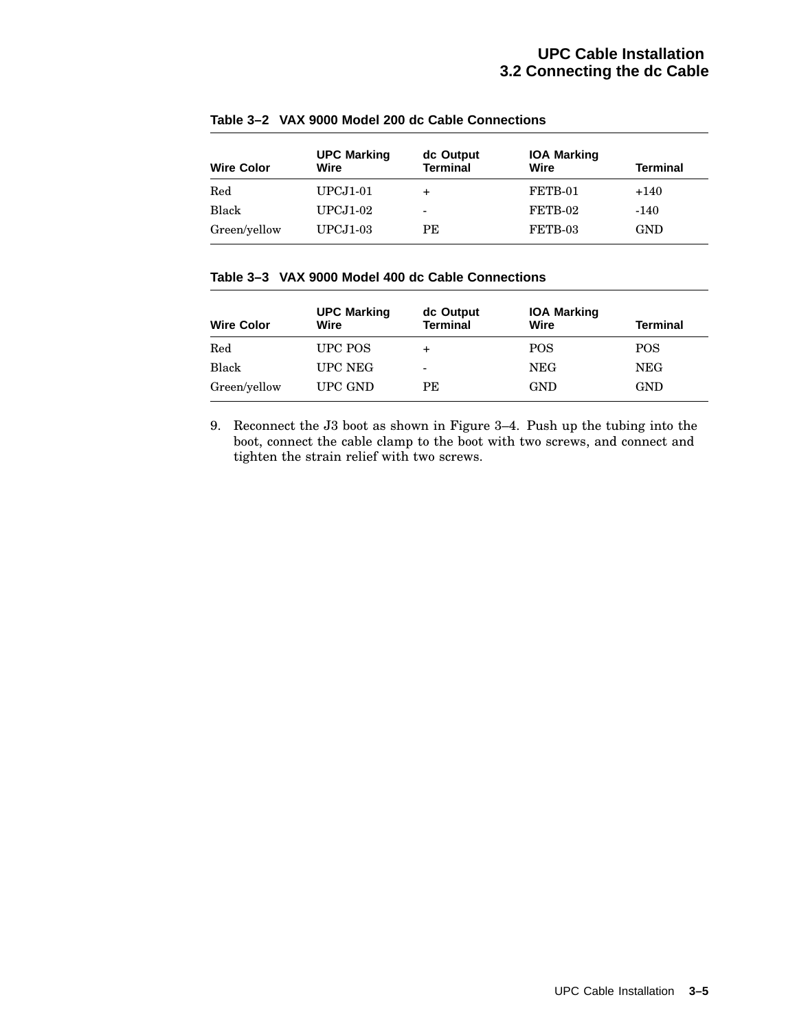**Table 3–2 VAX 9000 Model 200 dc Cable Connections**

| Wire Color | UPC Marking Wire | dc Output Terminal | IOA Marking Wire | Terminal |
|---|---|---|---|---|
| Red | UPCJ1-01 | + | FETB-01 | +140 |
| Black | UPCJ1-02 | - | FETB-02 | -140 |
| Green/yellow | UPCJ1-03 | PE | FETB-03 | GND |

**Table 3–3 VAX 9000 Model 400 dc Cable Connections**

| Wire Color | UPC Marking Wire | dc Output Terminal | IOA Marking Wire | Terminal |
|---|---|---|---|---|
| Red | UPC POS | + | POS | POS |
| Black | UPC NEG | - | NEG | NEG |
| Green/yellow | UPC GND | PE | GND | GND |

9. Reconnect the J3 boot as shown in Figure 3–4. Push up the tubing into the boot, connect the cable clamp to the boot with two screws, and connect and tighten the strain relief with two screws.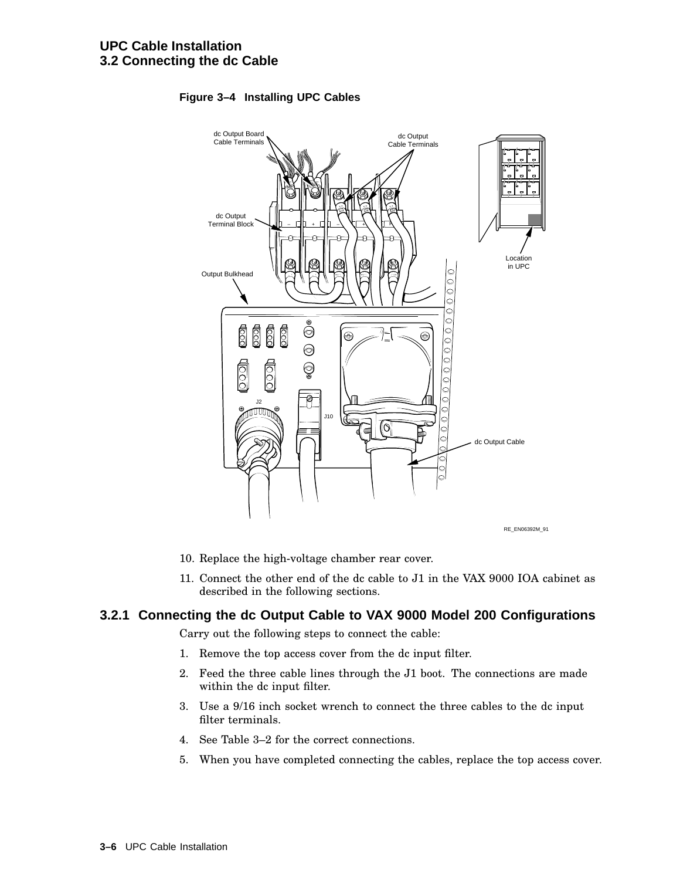Figure 3–4 Installing UPC Cables

dc Output Board Cable Terminals

dc Output Cable Terminals

dc Output Terminal Block

Output Bulkhead

Location in UPC

J2

J10

dc Output Cable

RE_EN06392M_91

10. Replace the high-voltage chamber rear cover.
11. Connect the other end of the dc cable to J1 in the VAX 9000 IOA cabinet as described in the following sections.

### 3.2.1 Connecting the dc Output Cable to VAX 9000 Model 200 Configurations

Carry out the following steps to connect the cable:

1. Remove the top access cover from the dc input filter.
2. Feed the three cable lines through the J1 boot. The connections are made within the dc input filter.
3. Use a 9/16 inch socket wrench to connect the three cables to the dc input filter terminals.
4. See Table 3–2 for the correct connections.
5. When you have completed connecting the cables, replace the top access cover.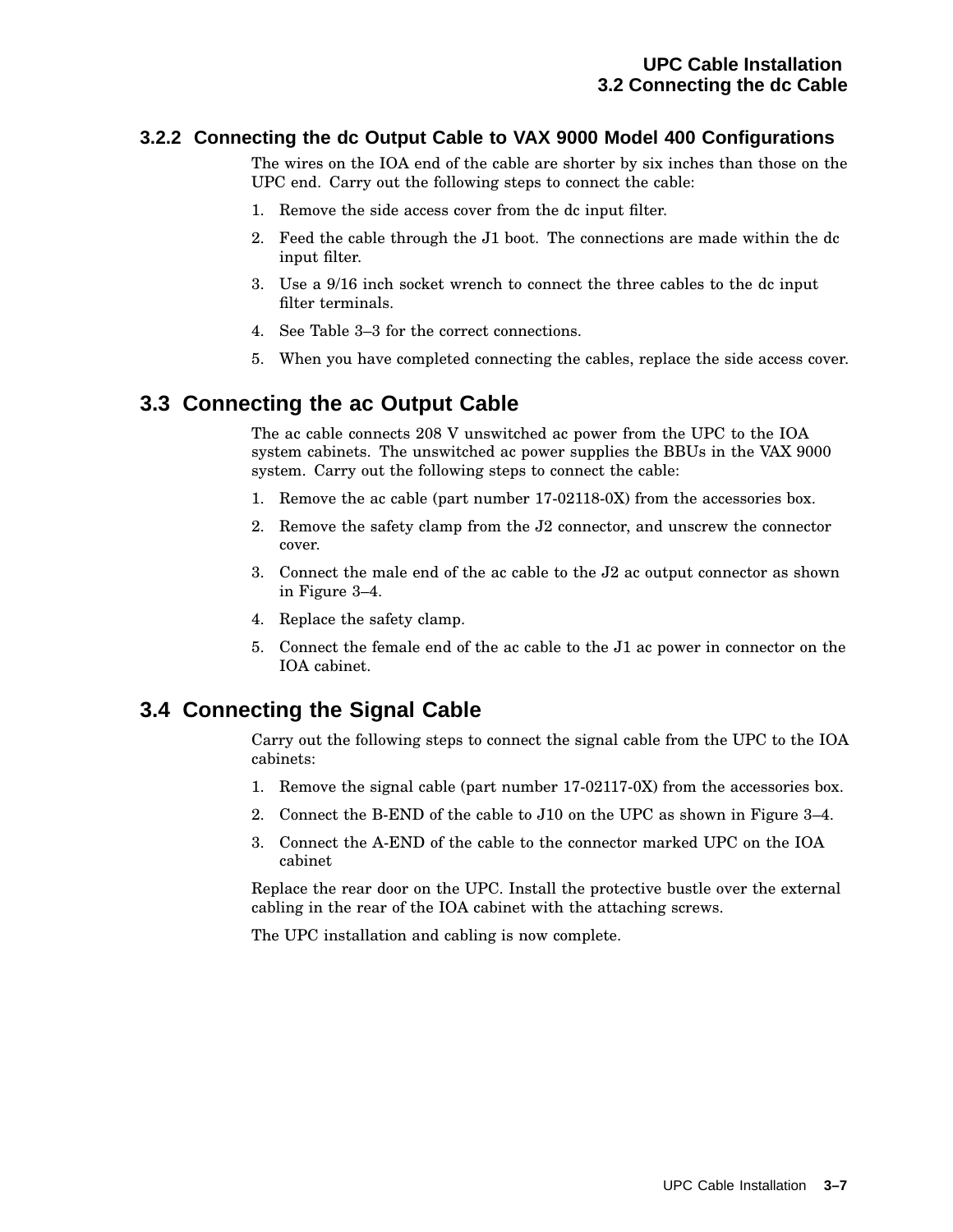### 3.2.2 Connecting the dc Output Cable to VAX 9000 Model 400 Configurations

The wires on the IOA end of the cable are shorter by six inches than those on the UPC end. Carry out the following steps to connect the cable:

1. Remove the side access cover from the dc input filter.
2. Feed the cable through the J1 boot. The connections are made within the dc input filter.
3. Use a 9/16 inch socket wrench to connect the three cables to the dc input filter terminals.
4. See Table 3–3 for the correct connections.
5. When you have completed connecting the cables, replace the side access cover.

## 3.3 Connecting the ac Output Cable

The ac cable connects 208 V unswitched ac power from the UPC to the IOA system cabinets. The unswitched ac power supplies the BBUs in the VAX 9000 system. Carry out the following steps to connect the cable:

1. Remove the ac cable (part number 17-02118-0X) from the accessories box.
2. Remove the safety clamp from the J2 connector, and unscrew the connector cover.
3. Connect the male end of the ac cable to the J2 ac output connector as shown in Figure 3–4.
4. Replace the safety clamp.
5. Connect the female end of the ac cable to the J1 ac power in connector on the IOA cabinet.

## 3.4 Connecting the Signal Cable

Carry out the following steps to connect the signal cable from the UPC to the IOA cabinets:

1. Remove the signal cable (part number 17-02117-0X) from the accessories box.
2. Connect the B-END of the cable to J10 on the UPC as shown in Figure 3–4.
3. Connect the A-END of the cable to the connector marked UPC on the IOA cabinet

Replace the rear door on the UPC. Install the protective bustle over the external cabling in the rear of the IOA cabinet with the attaching screws.

The UPC installation and cabling is now complete.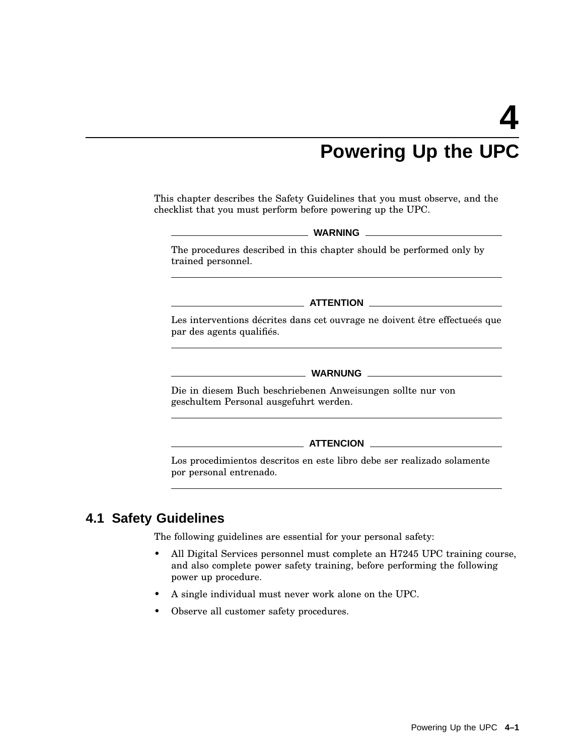# 4 Powering Up the UPC

This chapter describes the Safety Guidelines that you must observe, and the checklist that you must perform before powering up the UPC.

---

**WARNING**

The procedures described in this chapter should be performed only by trained personnel.

---

**ATTENTION**

Les interventions décrites dans cet ouvrage ne doivent être effectueés que par des agents qualifiés.

---

**WARNUNG**

Die in diesem Buch beschriebenen Anweisungen sollte nur von geschultem Personal ausgefuhrt werden.

---

**ATTENCION**

Los procedimientos descritos en este libro debe ser realizado solamente por personal entrenado.

---

## 4.1 Safety Guidelines

The following guidelines are essential for your personal safety:

- All Digital Services personnel must complete an H7245 UPC training course, and also complete power safety training, before performing the following power up procedure.
- A single individual must never work alone on the UPC.
- Observe all customer safety procedures.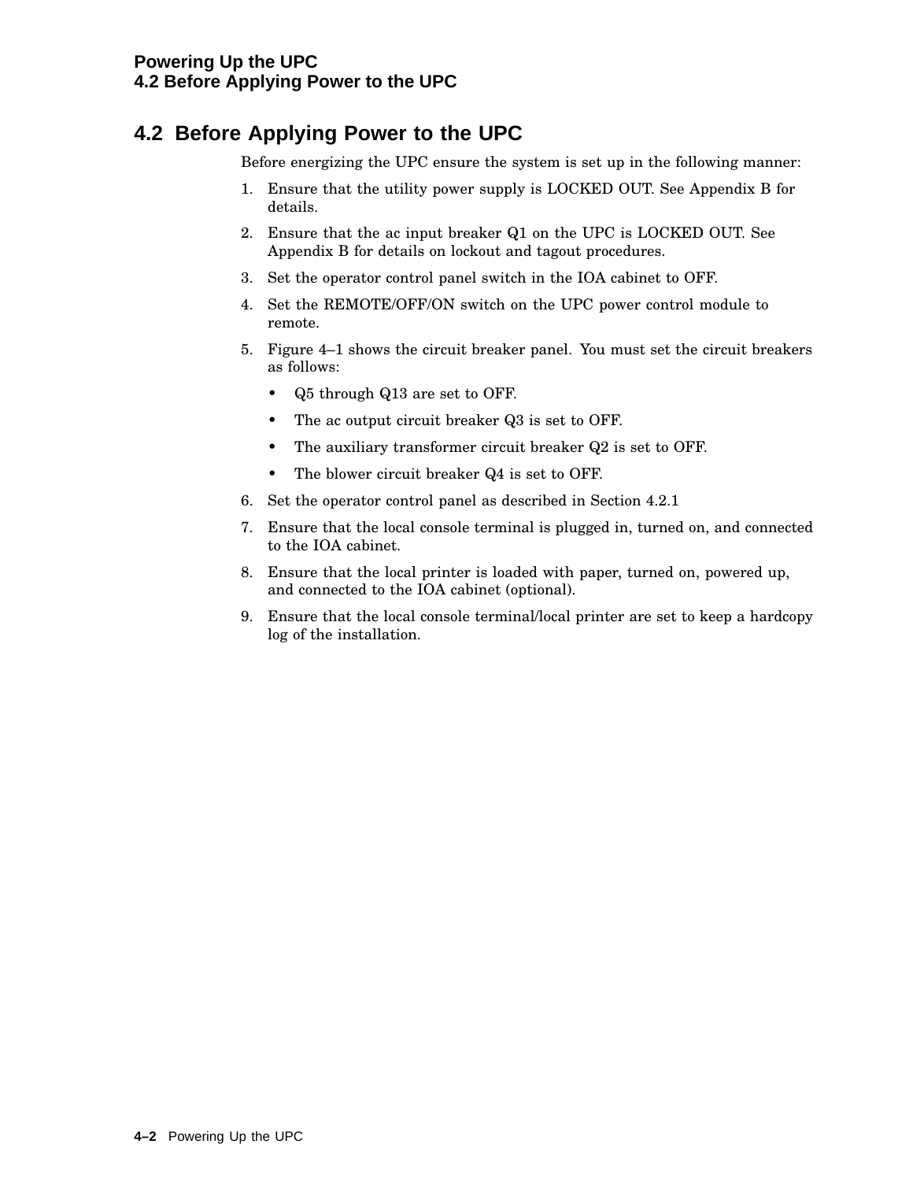## 4.2 Before Applying Power to the UPC

Before energizing the UPC ensure the system is set up in the following manner:

1. Ensure that the utility power supply is LOCKED OUT. See Appendix B for details.
2. Ensure that the ac input breaker Q1 on the UPC is LOCKED OUT. See Appendix B for details on lockout and tagout procedures.
3. Set the operator control panel switch in the IOA cabinet to OFF.
4. Set the REMOTE/OFF/ON switch on the UPC power control module to remote.
5. Figure 4–1 shows the circuit breaker panel. You must set the circuit breakers as follows:
   - Q5 through Q13 are set to OFF.
   - The ac output circuit breaker Q3 is set to OFF.
   - The auxiliary transformer circuit breaker Q2 is set to OFF.
   - The blower circuit breaker Q4 is set to OFF.
6. Set the operator control panel as described in Section 4.2.1
7. Ensure that the local console terminal is plugged in, turned on, and connected to the IOA cabinet.
8. Ensure that the local printer is loaded with paper, turned on, powered up, and connected to the IOA cabinet (optional).
9. Ensure that the local console terminal/local printer are set to keep a hardcopy log of the installation.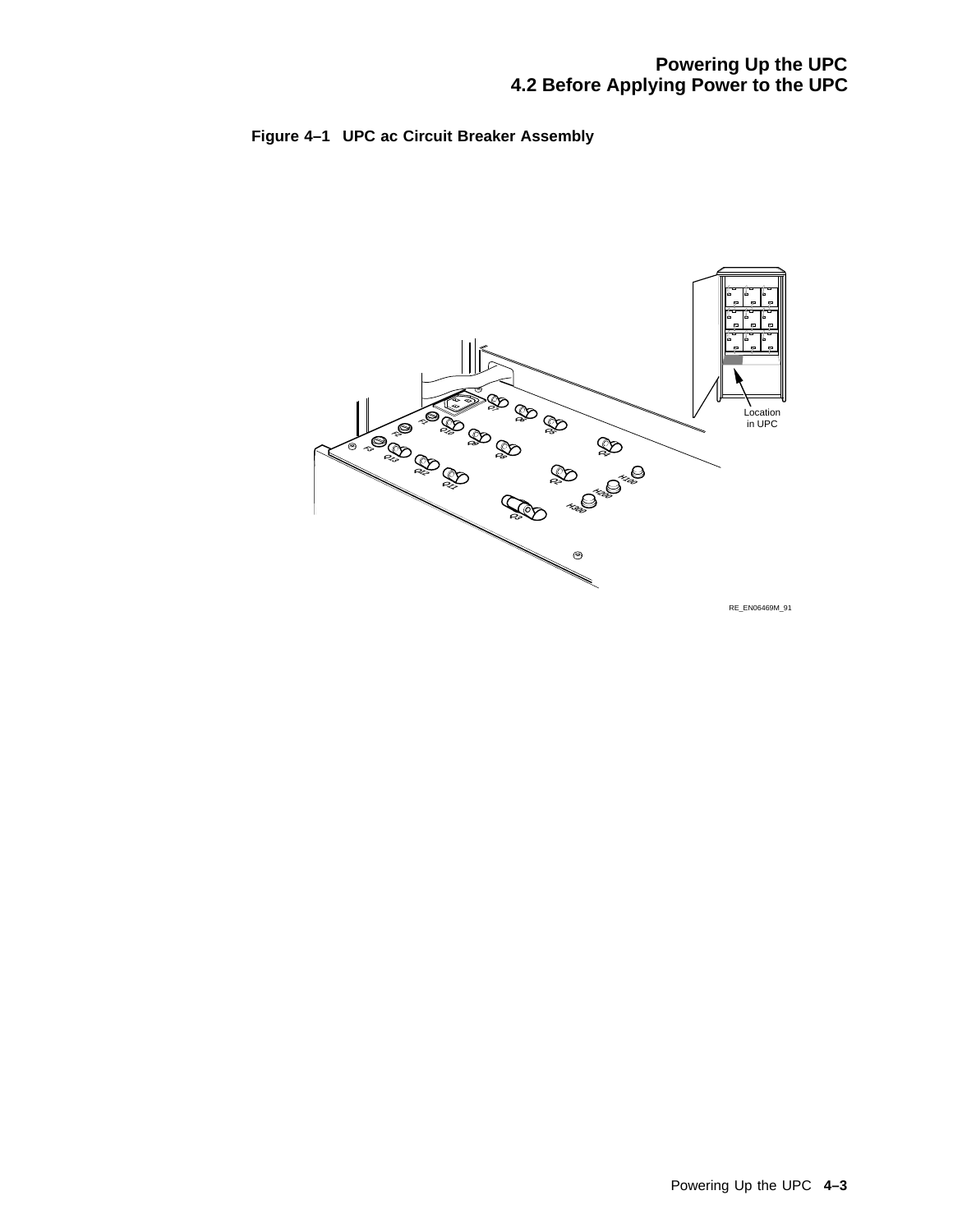**Figure 4–1 UPC ac Circuit Breaker Assembly**

Location
in UPC

Q1
Q6
Q5
F1
Q10
F2
Q8
Q7
Q4
F3
Q13
Q9
Q12
H100
Q11
Q2
H200
H300
Q3

RE_EN06469M_91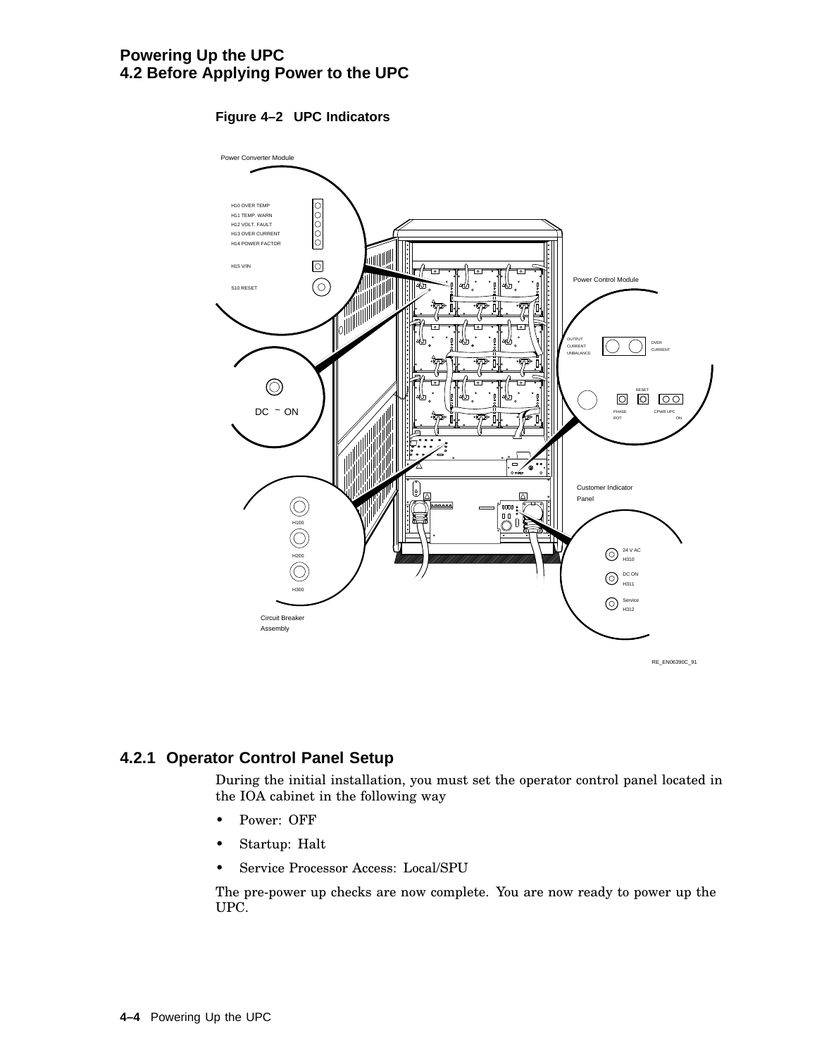# Powering Up the UPC
## 4.2 Before Applying Power to the UPC

**Figure 4–2 UPC Indicators**

Power Converter Module

H10 OVER TEMP
H11 TEMP. WARN
H12 VOLT. FAULT
H13 OVER CURRENT
H14 POWER FACTOR

H15 V/IN

S10 RESET

DC ~ ON

H100
H200
H300

Circuit Breaker Assembly

Power Control Module

OUTPUT CURRENT UNBALANCE
OVER CURRENT
RESET
PHASE ROT
CPWR UPC ON

Customer Indicator Panel

24 V AC H310
DC ON H311
Service H312

RE_EN06390C_91

### 4.2.1 Operator Control Panel Setup

During the initial installation, you must set the operator control panel located in the IOA cabinet in the following way

- Power: OFF
- Startup: Halt
- Service Processor Access: Local/SPU

The pre-power up checks are now complete. You are now ready to power up the UPC.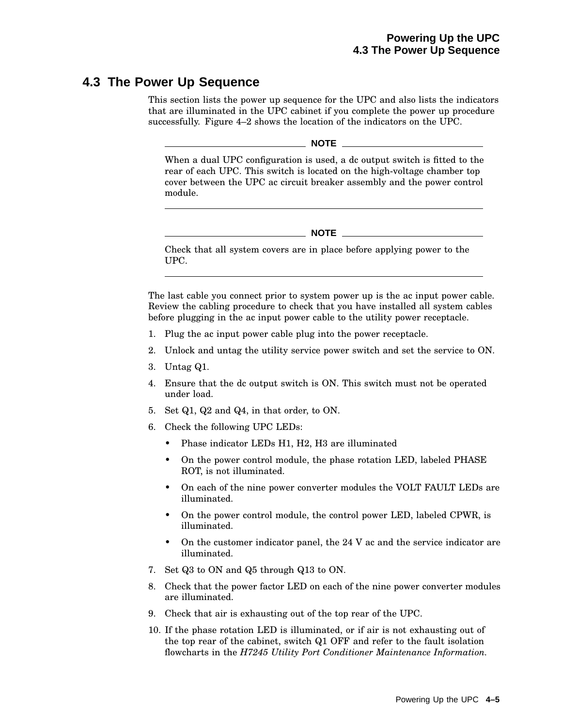## 4.3 The Power Up Sequence

This section lists the power up sequence for the UPC and also lists the indicators that are illuminated in the UPC cabinet if you complete the power up procedure successfully. Figure 4–2 shows the location of the indicators on the UPC.

---

**NOTE**

When a dual UPC configuration is used, a dc output switch is fitted to the rear of each UPC. This switch is located on the high-voltage chamber top cover between the UPC ac circuit breaker assembly and the power control module.

---

**NOTE**

Check that all system covers are in place before applying power to the UPC.

---

The last cable you connect prior to system power up is the ac input power cable. Review the cabling procedure to check that you have installed all system cables before plugging in the ac input power cable to the utility power receptacle.

1. Plug the ac input power cable plug into the power receptacle.
2. Unlock and untag the utility service power switch and set the service to ON.
3. Untag Q1.
4. Ensure that the dc output switch is ON. This switch must not be operated under load.
5. Set Q1, Q2 and Q4, in that order, to ON.
6. Check the following UPC LEDs:
   - Phase indicator LEDs H1, H2, H3 are illuminated
   - On the power control module, the phase rotation LED, labeled PHASE ROT, is not illuminated.
   - On each of the nine power converter modules the VOLT FAULT LEDs are illuminated.
   - On the power control module, the control power LED, labeled CPWR, is illuminated.
   - On the customer indicator panel, the 24 V ac and the service indicator are illuminated.
7. Set Q3 to ON and Q5 through Q13 to ON.
8. Check that the power factor LED on each of the nine power converter modules are illuminated.
9. Check that air is exhausting out of the top rear of the UPC.
10. If the phase rotation LED is illuminated, or if air is not exhausting out of the top rear of the cabinet, switch Q1 OFF and refer to the fault isolation flowcharts in the *H7245 Utility Port Conditioner Maintenance Information*.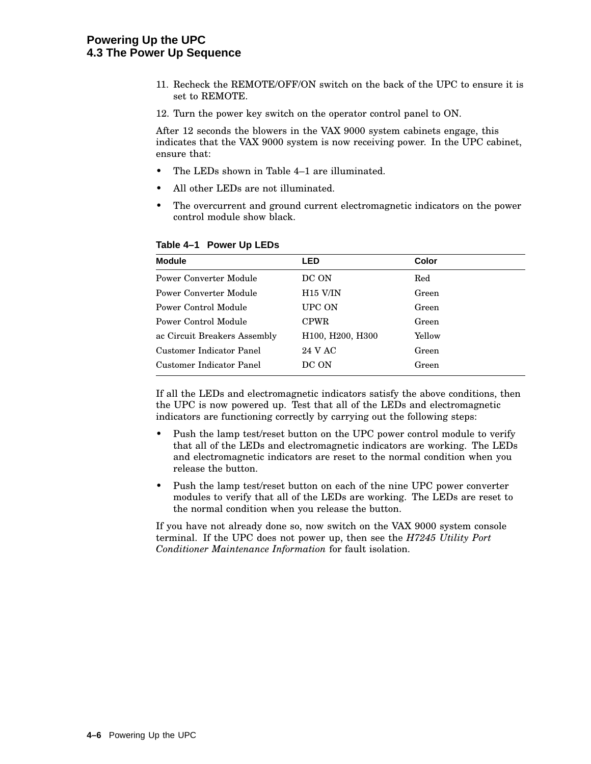11. Recheck the REMOTE/OFF/ON switch on the back of the UPC to ensure it is set to REMOTE.
12. Turn the power key switch on the operator control panel to ON.

After 12 seconds the blowers in the VAX 9000 system cabinets engage, this indicates that the VAX 9000 system is now receiving power. In the UPC cabinet, ensure that:

- The LEDs shown in Table 4–1 are illuminated.
- All other LEDs are not illuminated.
- The overcurrent and ground current electromagnetic indicators on the power control module show black.

**Table 4–1 Power Up LEDs**

| Module | LED | Color |
|---|---|---|
| Power Converter Module | DC ON | Red |
| Power Converter Module | H15 V/IN | Green |
| Power Control Module | UPC ON | Green |
| Power Control Module | CPWR | Green |
| ac Circuit Breakers Assembly | H100, H200, H300 | Yellow |
| Customer Indicator Panel | 24 V AC | Green |
| Customer Indicator Panel | DC ON | Green |

If all the LEDs and electromagnetic indicators satisfy the above conditions, then the UPC is now powered up. Test that all of the LEDs and electromagnetic indicators are functioning correctly by carrying out the following steps:

- Push the lamp test/reset button on the UPC power control module to verify that all of the LEDs and electromagnetic indicators are working. The LEDs and electromagnetic indicators are reset to the normal condition when you release the button.
- Push the lamp test/reset button on each of the nine UPC power converter modules to verify that all of the LEDs are working. The LEDs are reset to the normal condition when you release the button.

If you have not already done so, now switch on the VAX 9000 system console terminal. If the UPC does not power up, then see the *H7245 Utility Port Conditioner Maintenance Information* for fault isolation.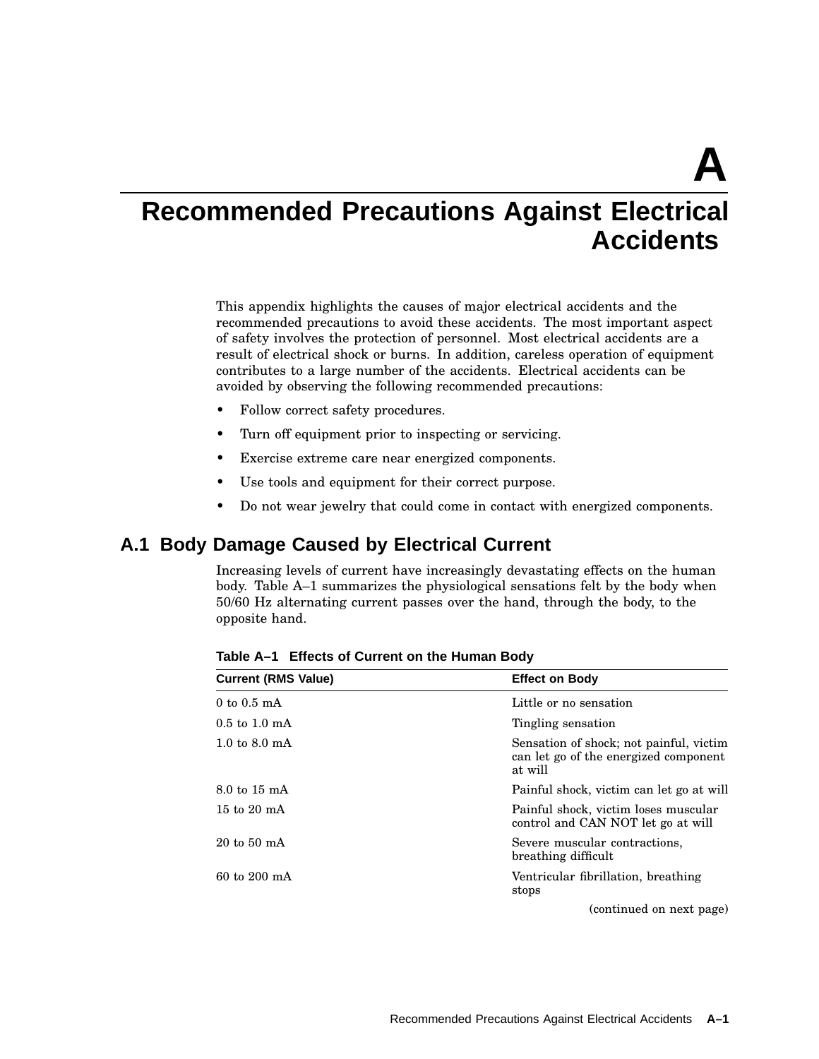# A Recommended Precautions Against Electrical Accidents

This appendix highlights the causes of major electrical accidents and the recommended precautions to avoid these accidents. The most important aspect of safety involves the protection of personnel. Most electrical accidents are a result of electrical shock or burns. In addition, careless operation of equipment contributes to a large number of the accidents. Electrical accidents can be avoided by observing the following recommended precautions:

- Follow correct safety procedures.
- Turn off equipment prior to inspecting or servicing.
- Exercise extreme care near energized components.
- Use tools and equipment for their correct purpose.
- Do not wear jewelry that could come in contact with energized components.

## A.1 Body Damage Caused by Electrical Current

Increasing levels of current have increasingly devastating effects on the human body. Table A–1 summarizes the physiological sensations felt by the body when 50/60 Hz alternating current passes over the hand, through the body, to the opposite hand.

**Table A–1 Effects of Current on the Human Body**

| Current (RMS Value) | Effect on Body |
|---|---|
| 0 to 0.5 mA | Little or no sensation |
| 0.5 to 1.0 mA | Tingling sensation |
| 1.0 to 8.0 mA | Sensation of shock; not painful, victim can let go of the energized component at will |
| 8.0 to 15 mA | Painful shock, victim can let go at will |
| 15 to 20 mA | Painful shock, victim loses muscular control and CAN NOT let go at will |
| 20 to 50 mA | Severe muscular contractions, breathing difficult |
| 60 to 200 mA | Ventricular fibrillation, breathing stops |

(continued on next page)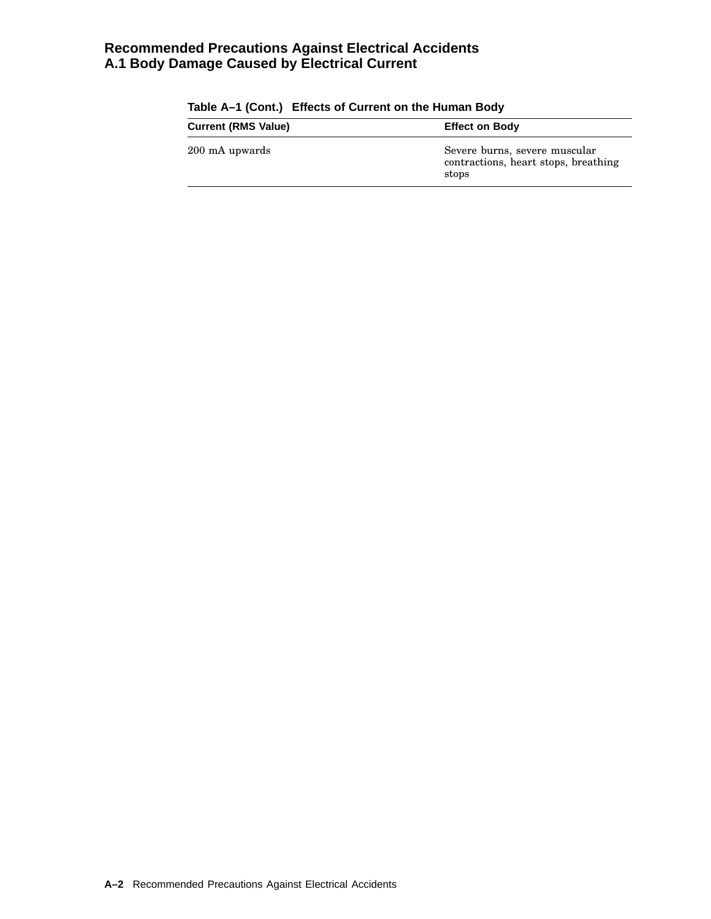**Table A–1 (Cont.) Effects of Current on the Human Body**

| Current (RMS Value) | Effect on Body |
|---|---|
| 200 mA upwards | Severe burns, severe muscular contractions, heart stops, breathing stops |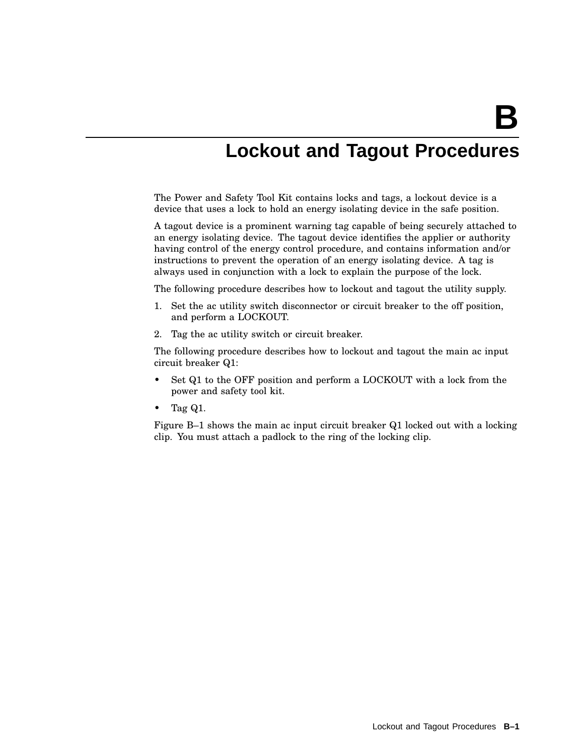# B Lockout and Tagout Procedures

The Power and Safety Tool Kit contains locks and tags, a lockout device is a device that uses a lock to hold an energy isolating device in the safe position.

A tagout device is a prominent warning tag capable of being securely attached to an energy isolating device. The tagout device identifies the applier or authority having control of the energy control procedure, and contains information and/or instructions to prevent the operation of an energy isolating device. A tag is always used in conjunction with a lock to explain the purpose of the lock.

The following procedure describes how to lockout and tagout the utility supply.

1. Set the ac utility switch disconnector or circuit breaker to the off position, and perform a LOCKOUT.
2. Tag the ac utility switch or circuit breaker.

The following procedure describes how to lockout and tagout the main ac input circuit breaker Q1:

- Set Q1 to the OFF position and perform a LOCKOUT with a lock from the power and safety tool kit.
- Tag Q1.

Figure B–1 shows the main ac input circuit breaker Q1 locked out with a locking clip. You must attach a padlock to the ring of the locking clip.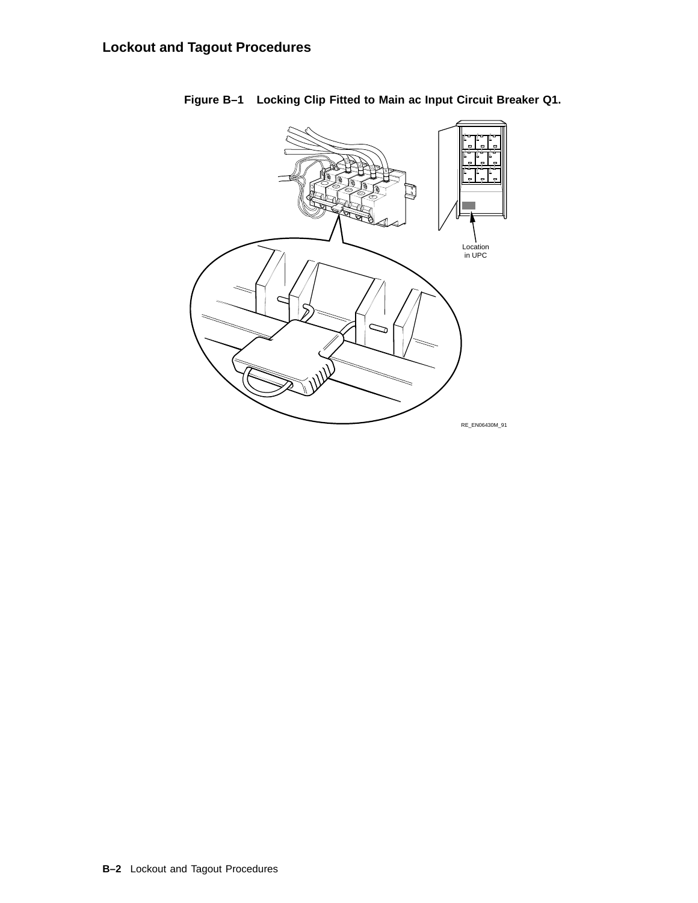**Figure B–1 Locking Clip Fitted to Main ac Input Circuit Breaker Q1.**

Location
in UPC

RE_EN06430M_91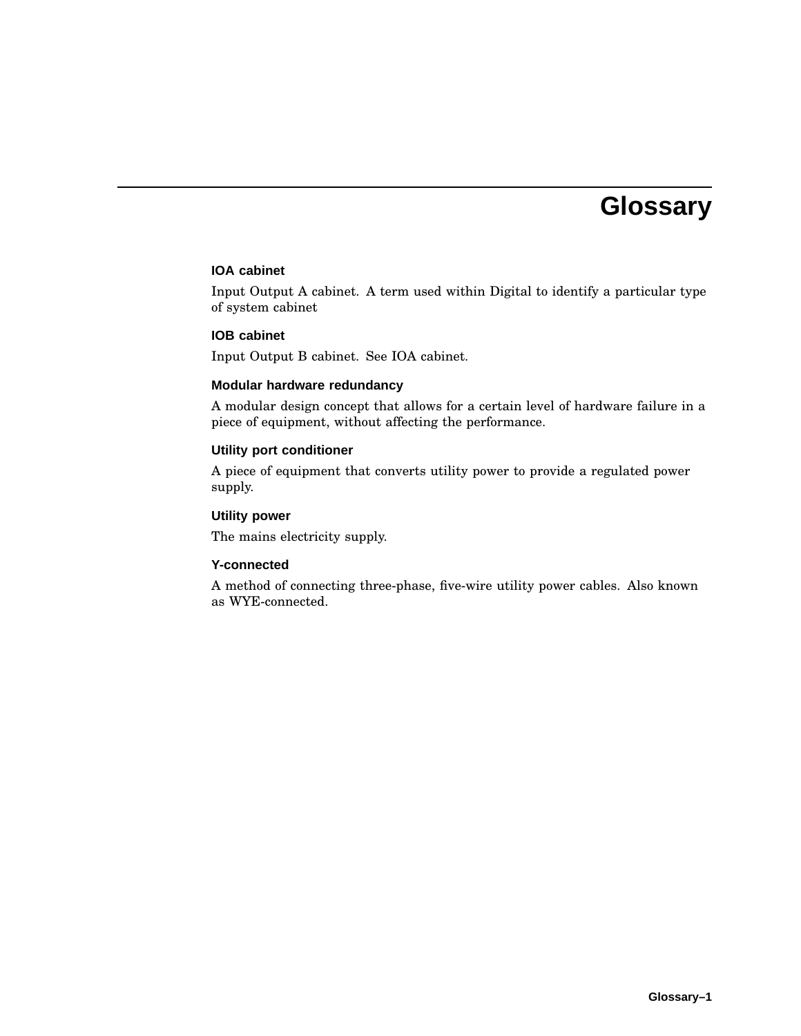# Glossary

### IOA cabinet

Input Output A cabinet. A term used within Digital to identify a particular type of system cabinet

### IOB cabinet

Input Output B cabinet. See IOA cabinet.

### Modular hardware redundancy

A modular design concept that allows for a certain level of hardware failure in a piece of equipment, without affecting the performance.

### Utility port conditioner

A piece of equipment that converts utility power to provide a regulated power supply.

### Utility power

The mains electricity supply.

### Y-connected

A method of connecting three-phase, five-wire utility power cables. Also known as WYE-connected.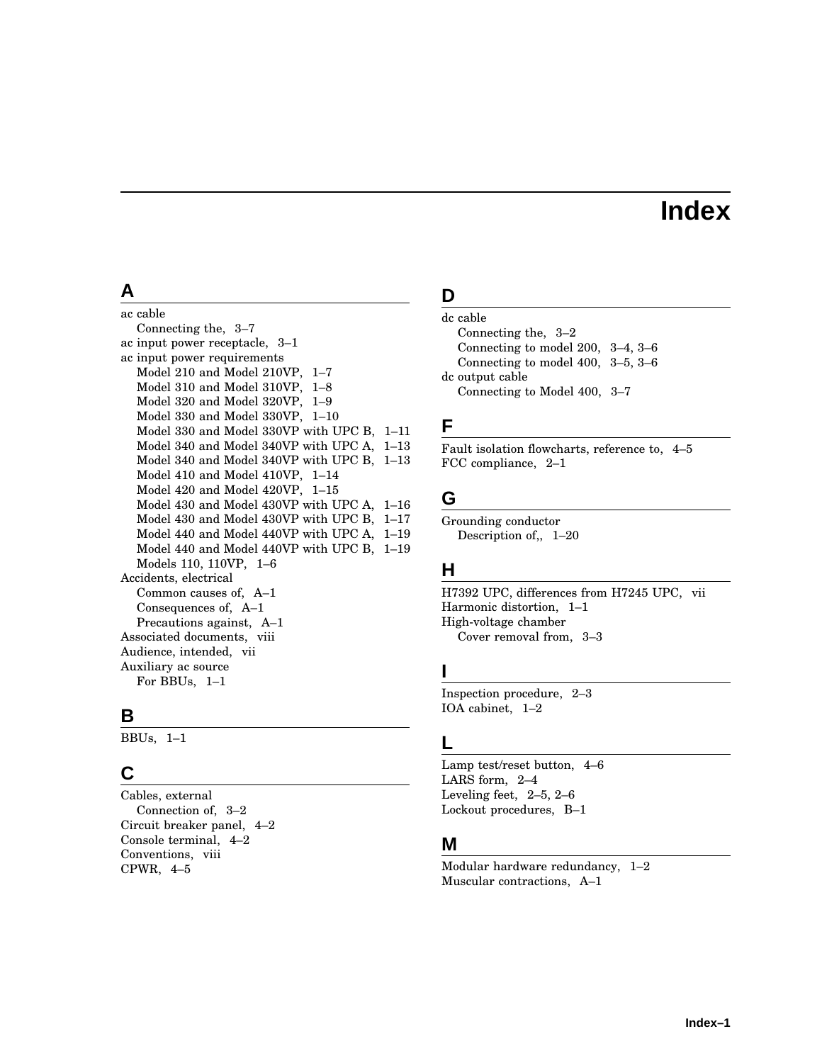# Index

## A

ac cable
  Connecting the, 3–7
ac input power receptacle, 3–1
ac input power requirements
  Model 210 and Model 210VP, 1–7
  Model 310 and Model 310VP, 1–8
  Model 320 and Model 320VP, 1–9
  Model 330 and Model 330VP, 1–10
  Model 330 and Model 330VP with UPC B, 1–11
  Model 340 and Model 340VP with UPC A, 1–13
  Model 340 and Model 340VP with UPC B, 1–13
  Model 410 and Model 410VP, 1–14
  Model 420 and Model 420VP, 1–15
  Model 430 and Model 430VP with UPC A, 1–16
  Model 430 and Model 430VP with UPC B, 1–17
  Model 440 and Model 440VP with UPC A, 1–19
  Model 440 and Model 440VP with UPC B, 1–19
  Models 110, 110VP, 1–6
Accidents, electrical
  Common causes of, A–1
  Consequences of, A–1
  Precautions against, A–1
Associated documents, viii
Audience, intended, vii
Auxiliary ac source
  For BBUs, 1–1

## B

BBUs, 1–1

## C

Cables, external
  Connection of, 3–2
Circuit breaker panel, 4–2
Console terminal, 4–2
Conventions, viii
CPWR, 4–5

## D

dc cable
  Connecting the, 3–2
  Connecting to model 200, 3–4, 3–6
  Connecting to model 400, 3–5, 3–6
dc output cable
  Connecting to Model 400, 3–7

## F

Fault isolation flowcharts, reference to, 4–5
FCC compliance, 2–1

## G

Grounding conductor
  Description of,, 1–20

## H

H7392 UPC, differences from H7245 UPC, vii
Harmonic distortion, 1–1
High-voltage chamber
  Cover removal from, 3–3

## I

Inspection procedure, 2–3
IOA cabinet, 1–2

## L

Lamp test/reset button, 4–6
LARS form, 2–4
Leveling feet, 2–5, 2–6
Lockout procedures, B–1

## M

Modular hardware redundancy, 1–2
Muscular contractions, A–1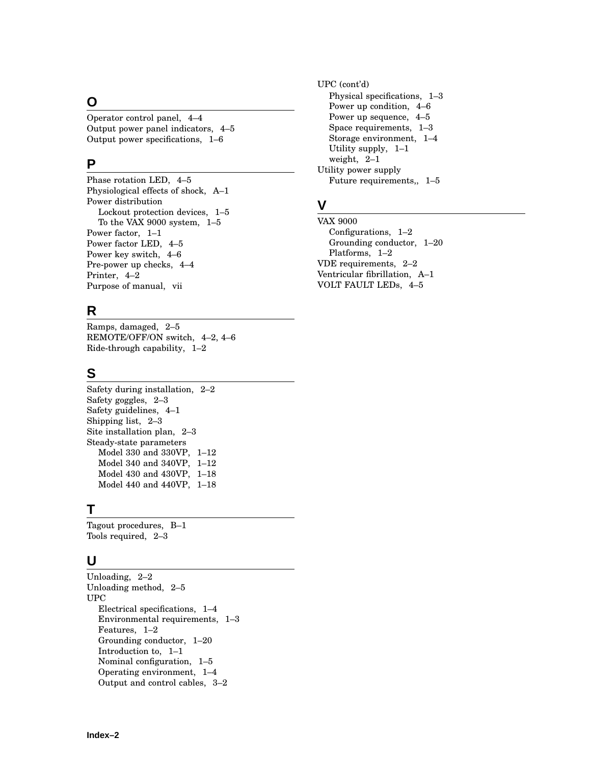## O

Operator control panel, 4–4
Output power panel indicators, 4–5
Output power specifications, 1–6

## P

Phase rotation LED, 4–5
Physiological effects of shock, A–1
Power distribution
  Lockout protection devices, 1–5
  To the VAX 9000 system, 1–5
Power factor, 1–1
Power factor LED, 4–5
Power key switch, 4–6
Pre-power up checks, 4–4
Printer, 4–2
Purpose of manual, vii

## R

Ramps, damaged, 2–5
REMOTE/OFF/ON switch, 4–2, 4–6
Ride-through capability, 1–2

## S

Safety during installation, 2–2
Safety goggles, 2–3
Safety guidelines, 4–1
Shipping list, 2–3
Site installation plan, 2–3
Steady-state parameters
  Model 330 and 330VP, 1–12
  Model 340 and 340VP, 1–12
  Model 430 and 430VP, 1–18
  Model 440 and 440VP, 1–18

## T

Tagout procedures, B–1
Tools required, 2–3

## U

Unloading, 2–2
Unloading method, 2–5
UPC
  Electrical specifications, 1–4
  Environmental requirements, 1–3
  Features, 1–2
  Grounding conductor, 1–20
  Introduction to, 1–1
  Nominal configuration, 1–5
  Operating environment, 1–4
  Output and control cables, 3–2

UPC (cont'd)
  Physical specifications, 1–3
  Power up condition, 4–6
  Power up sequence, 4–5
  Space requirements, 1–3
  Storage environment, 1–4
  Utility supply, 1–1
  weight, 2–1
Utility power supply
  Future requirements,, 1–5

## V

VAX 9000
  Configurations, 1–2
  Grounding conductor, 1–20
  Platforms, 1–2
VDE requirements, 2–2
Ventricular fibrillation, A–1
VOLT FAULT LEDs, 4–5